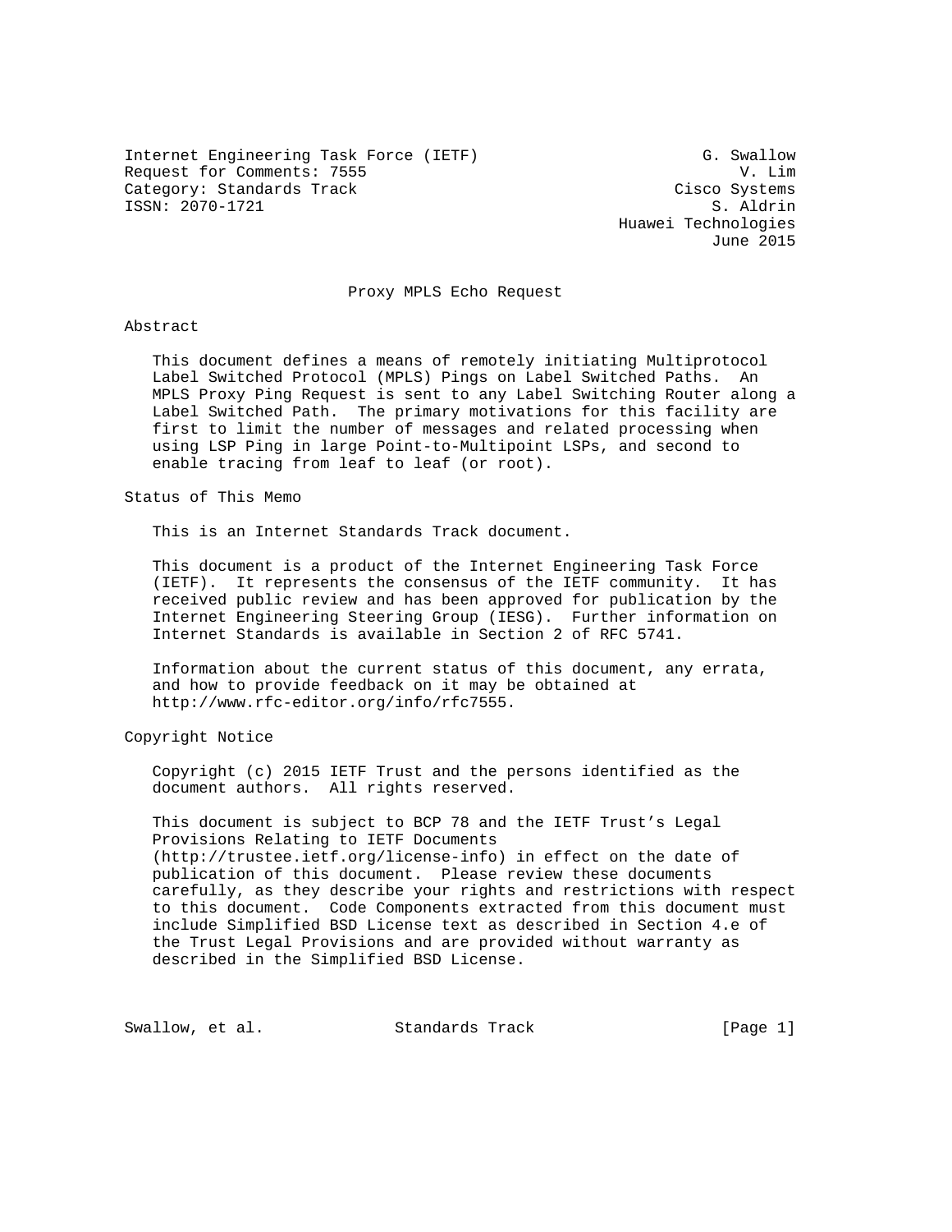Internet Engineering Task Force (IETF)  
Request for Comments: 7555  
Category: Standards Track  
ISSN: 2070-1721

G. Swallow  
V. Lim  
Cisco Systems  
S. Aldrin  
Huawei Technologies  
June 2015

# Proxy MPLS Echo Request

## Abstract

This document defines a means of remotely initiating Multiprotocol Label Switched Protocol (MPLS) Pings on Label Switched Paths. An MPLS Proxy Ping Request is sent to any Label Switching Router along a Label Switched Path. The primary motivations for this facility are first to limit the number of messages and related processing when using LSP Ping in large Point-to-Multipoint LSPs, and second to enable tracing from leaf to leaf (or root).

## Status of This Memo

This is an Internet Standards Track document.

This document is a product of the Internet Engineering Task Force (IETF). It represents the consensus of the IETF community. It has received public review and has been approved for publication by the Internet Engineering Steering Group (IESG). Further information on Internet Standards is available in Section 2 of RFC 5741.

Information about the current status of this document, any errata, and how to provide feedback on it may be obtained at http://www.rfc-editor.org/info/rfc7555.

## Copyright Notice

Copyright (c) 2015 IETF Trust and the persons identified as the document authors. All rights reserved.

This document is subject to BCP 78 and the IETF Trust's Legal Provisions Relating to IETF Documents (http://trustee.ietf.org/license-info) in effect on the date of publication of this document. Please review these documents carefully, as they describe your rights and restrictions with respect to this document. Code Components extracted from this document must include Simplified BSD License text as described in Section 4.e of the Trust Legal Provisions and are provided without warranty as described in the Simplified BSD License.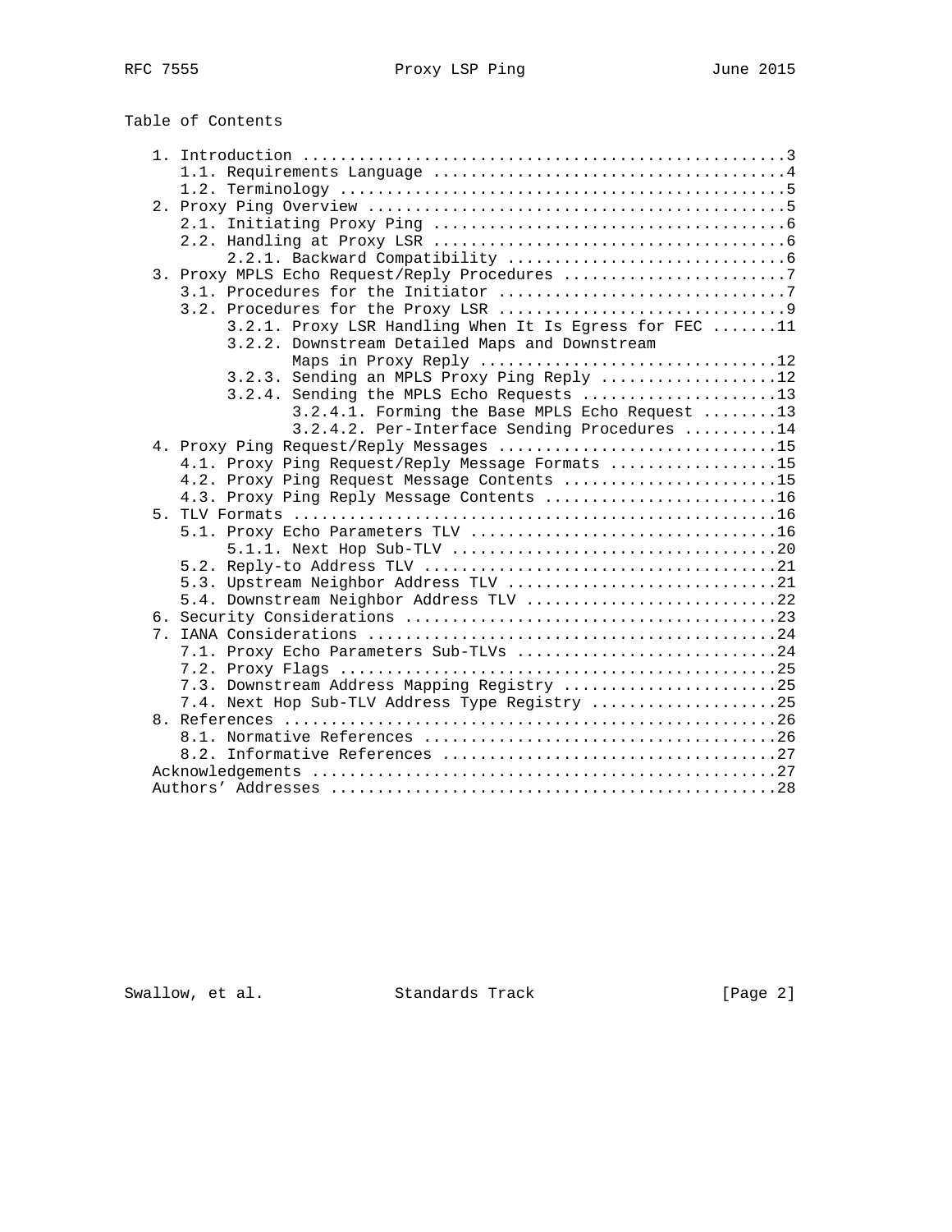Table of Contents

```
   1. Introduction ....................................................3
      1.1. Requirements Language ......................................4
      1.2. Terminology ................................................5
   2. Proxy Ping Overview .............................................5
      2.1. Initiating Proxy Ping ......................................6
      2.2. Handling at Proxy LSR ......................................6
           2.2.1. Backward Compatibility ..............................6
   3. Proxy MPLS Echo Request/Reply Procedures ........................7
      3.1. Procedures for the Initiator ...............................7
      3.2. Procedures for the Proxy LSR ...............................9
           3.2.1. Proxy LSR Handling When It Is Egress for FEC .......11
           3.2.2. Downstream Detailed Maps and Downstream
                  Maps in Proxy Reply ................................12
           3.2.3. Sending an MPLS Proxy Ping Reply ...................12
           3.2.4. Sending the MPLS Echo Requests .....................13
                  3.2.4.1. Forming the Base MPLS Echo Request ........13
                  3.2.4.2. Per-Interface Sending Procedures ..........14
   4. Proxy Ping Request/Reply Messages ..............................15
      4.1. Proxy Ping Request/Reply Message Formats ..................15
      4.2. Proxy Ping Request Message Contents .......................15
      4.3. Proxy Ping Reply Message Contents .........................16
   5. TLV Formats ....................................................16
      5.1. Proxy Echo Parameters TLV .................................16
           5.1.1. Next Hop Sub-TLV ...................................20
      5.2. Reply-to Address TLV ......................................21
      5.3. Upstream Neighbor Address TLV .............................21
      5.4. Downstream Neighbor Address TLV ...........................22
   6. Security Considerations ........................................23
   7. IANA Considerations ............................................24
      7.1. Proxy Echo Parameters Sub-TLVs ............................24
      7.2. Proxy Flags ...............................................25
      7.3. Downstream Address Mapping Registry .......................25
      7.4. Next Hop Sub-TLV Address Type Registry ....................25
   8. References .....................................................26
      8.1. Normative References ......................................26
      8.2. Informative References ....................................27
   Acknowledgements ..................................................27
   Authors' Addresses ................................................28
```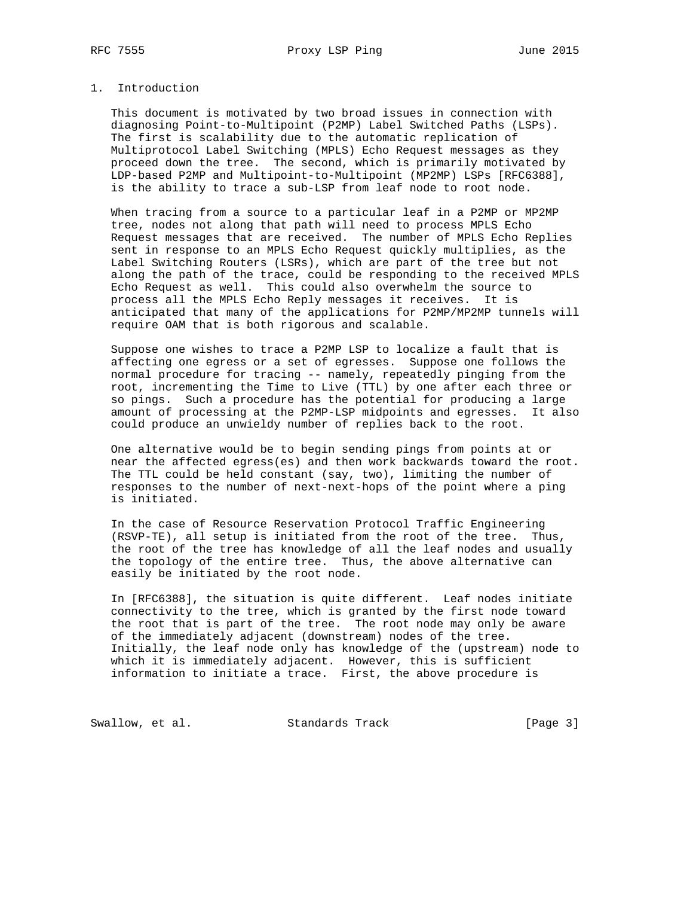## 1. Introduction

This document is motivated by two broad issues in connection with diagnosing Point-to-Multipoint (P2MP) Label Switched Paths (LSPs). The first is scalability due to the automatic replication of Multiprotocol Label Switching (MPLS) Echo Request messages as they proceed down the tree. The second, which is primarily motivated by LDP-based P2MP and Multipoint-to-Multipoint (MP2MP) LSPs [RFC6388], is the ability to trace a sub-LSP from leaf node to root node.

When tracing from a source to a particular leaf in a P2MP or MP2MP tree, nodes not along that path will need to process MPLS Echo Request messages that are received. The number of MPLS Echo Replies sent in response to an MPLS Echo Request quickly multiplies, as the Label Switching Routers (LSRs), which are part of the tree but not along the path of the trace, could be responding to the received MPLS Echo Request as well. This could also overwhelm the source to process all the MPLS Echo Reply messages it receives. It is anticipated that many of the applications for P2MP/MP2MP tunnels will require OAM that is both rigorous and scalable.

Suppose one wishes to trace a P2MP LSP to localize a fault that is affecting one egress or a set of egresses. Suppose one follows the normal procedure for tracing -- namely, repeatedly pinging from the root, incrementing the Time to Live (TTL) by one after each three or so pings. Such a procedure has the potential for producing a large amount of processing at the P2MP-LSP midpoints and egresses. It also could produce an unwieldy number of replies back to the root.

One alternative would be to begin sending pings from points at or near the affected egress(es) and then work backwards toward the root. The TTL could be held constant (say, two), limiting the number of responses to the number of next-next-hops of the point where a ping is initiated.

In the case of Resource Reservation Protocol Traffic Engineering (RSVP-TE), all setup is initiated from the root of the tree. Thus, the root of the tree has knowledge of all the leaf nodes and usually the topology of the entire tree. Thus, the above alternative can easily be initiated by the root node.

In [RFC6388], the situation is quite different. Leaf nodes initiate connectivity to the tree, which is granted by the first node toward the root that is part of the tree. The root node may only be aware of the immediately adjacent (downstream) nodes of the tree. Initially, the leaf node only has knowledge of the (upstream) node to which it is immediately adjacent. However, this is sufficient information to initiate a trace. First, the above procedure is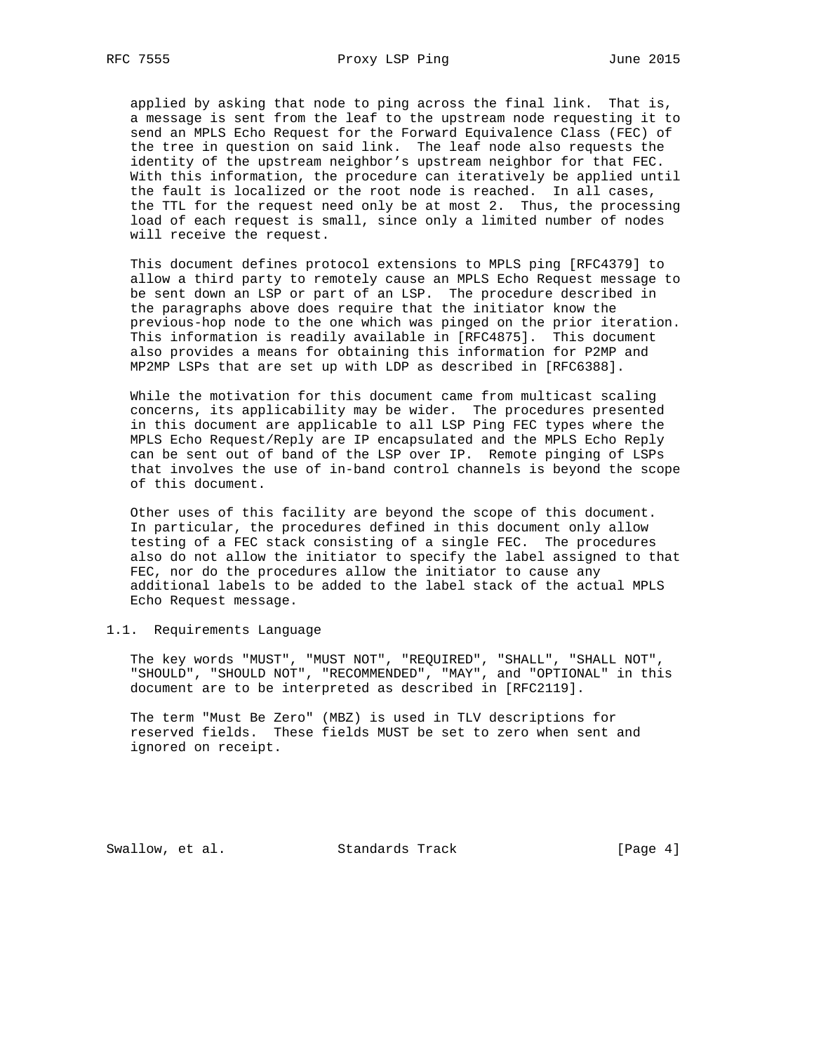applied by asking that node to ping across the final link. That is, a message is sent from the leaf to the upstream node requesting it to send an MPLS Echo Request for the Forward Equivalence Class (FEC) of the tree in question on said link. The leaf node also requests the identity of the upstream neighbor's upstream neighbor for that FEC. With this information, the procedure can iteratively be applied until the fault is localized or the root node is reached. In all cases, the TTL for the request need only be at most 2. Thus, the processing load of each request is small, since only a limited number of nodes will receive the request.

This document defines protocol extensions to MPLS ping [RFC4379] to allow a third party to remotely cause an MPLS Echo Request message to be sent down an LSP or part of an LSP. The procedure described in the paragraphs above does require that the initiator know the previous-hop node to the one which was pinged on the prior iteration. This information is readily available in [RFC4875]. This document also provides a means for obtaining this information for P2MP and MP2MP LSPs that are set up with LDP as described in [RFC6388].

While the motivation for this document came from multicast scaling concerns, its applicability may be wider. The procedures presented in this document are applicable to all LSP Ping FEC types where the MPLS Echo Request/Reply are IP encapsulated and the MPLS Echo Reply can be sent out of band of the LSP over IP. Remote pinging of LSPs that involves the use of in-band control channels is beyond the scope of this document.

Other uses of this facility are beyond the scope of this document. In particular, the procedures defined in this document only allow testing of a FEC stack consisting of a single FEC. The procedures also do not allow the initiator to specify the label assigned to that FEC, nor do the procedures allow the initiator to cause any additional labels to be added to the label stack of the actual MPLS Echo Request message.

### 1.1. Requirements Language

The key words "MUST", "MUST NOT", "REQUIRED", "SHALL", "SHALL NOT", "SHOULD", "SHOULD NOT", "RECOMMENDED", "MAY", and "OPTIONAL" in this document are to be interpreted as described in [RFC2119].

The term "Must Be Zero" (MBZ) is used in TLV descriptions for reserved fields. These fields MUST be set to zero when sent and ignored on receipt.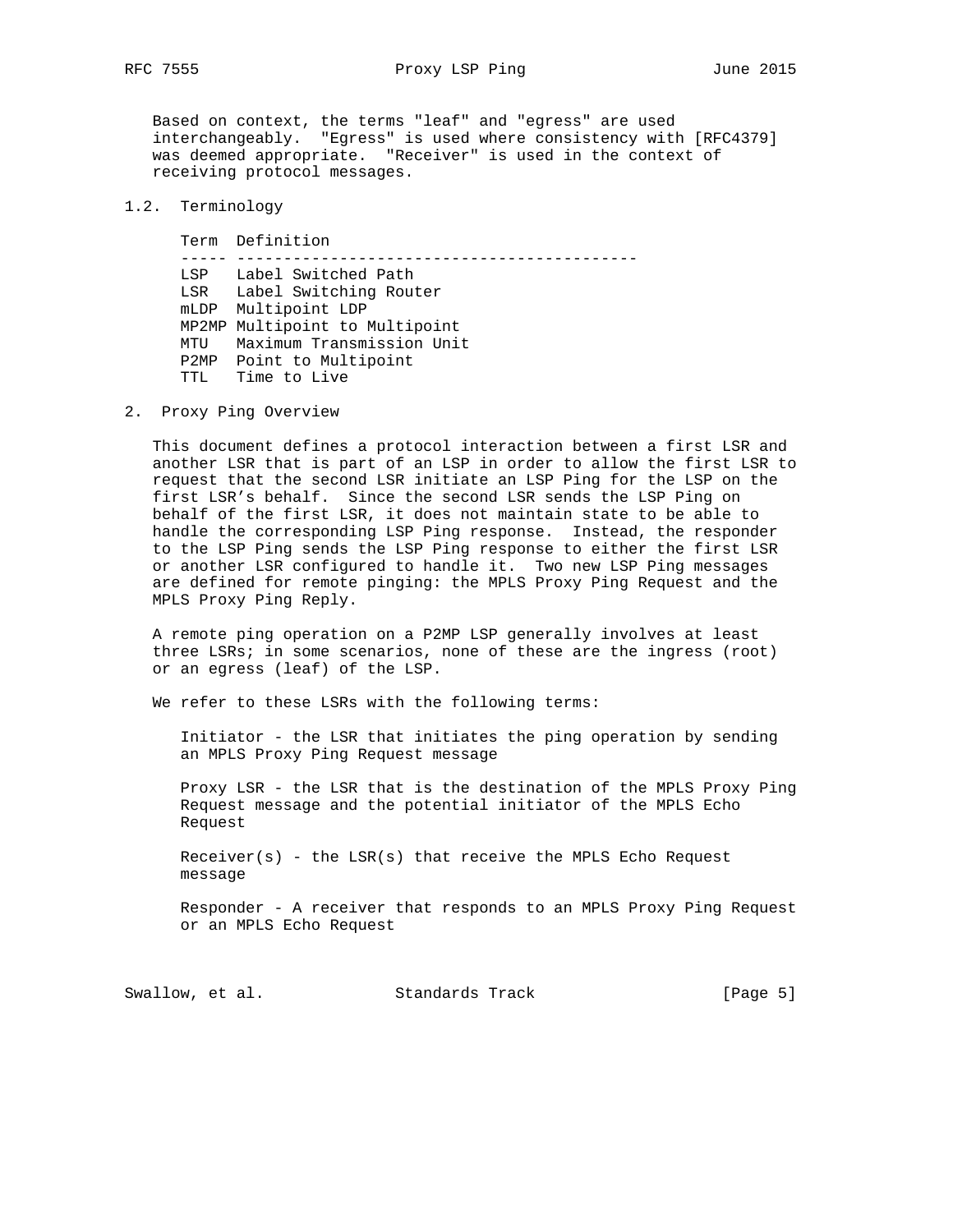Based on context, the terms "leaf" and "egress" are used interchangeably. "Egress" is used where consistency with [RFC4379] was deemed appropriate. "Receiver" is used in the context of receiving protocol messages.

## 1.2. Terminology

| Term | Definition |
|---|---|
| LSP | Label Switched Path |
| LSR | Label Switching Router |
| mLDP | Multipoint LDP |
| MP2MP | Multipoint to Multipoint |
| MTU | Maximum Transmission Unit |
| P2MP | Point to Multipoint |
| TTL | Time to Live |

# 2. Proxy Ping Overview

This document defines a protocol interaction between a first LSR and another LSR that is part of an LSP in order to allow the first LSR to request that the second LSR initiate an LSP Ping for the LSP on the first LSR's behalf. Since the second LSR sends the LSP Ping on behalf of the first LSR, it does not maintain state to be able to handle the corresponding LSP Ping response. Instead, the responder to the LSP Ping sends the LSP Ping response to either the first LSR or another LSR configured to handle it. Two new LSP Ping messages are defined for remote pinging: the MPLS Proxy Ping Request and the MPLS Proxy Ping Reply.

A remote ping operation on a P2MP LSP generally involves at least three LSRs; in some scenarios, none of these are the ingress (root) or an egress (leaf) of the LSP.

We refer to these LSRs with the following terms:

Initiator - the LSR that initiates the ping operation by sending an MPLS Proxy Ping Request message

Proxy LSR - the LSR that is the destination of the MPLS Proxy Ping Request message and the potential initiator of the MPLS Echo Request

Receiver(s) - the LSR(s) that receive the MPLS Echo Request message

Responder - A receiver that responds to an MPLS Proxy Ping Request or an MPLS Echo Request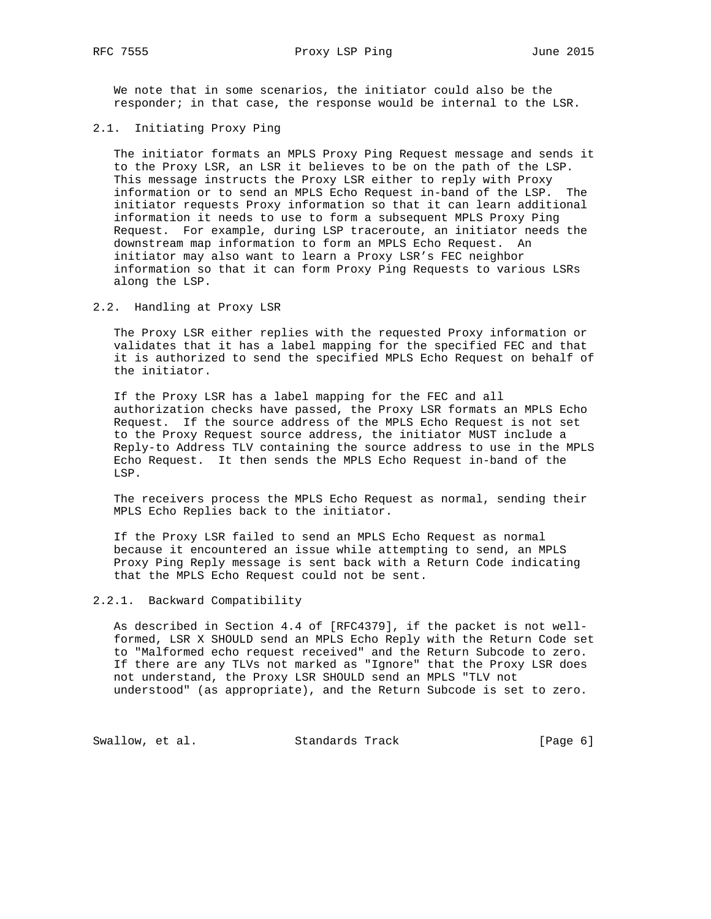We note that in some scenarios, the initiator could also be the responder; in that case, the response would be internal to the LSR.

### 2.1. Initiating Proxy Ping

The initiator formats an MPLS Proxy Ping Request message and sends it to the Proxy LSR, an LSR it believes to be on the path of the LSP. This message instructs the Proxy LSR either to reply with Proxy information or to send an MPLS Echo Request in-band of the LSP. The initiator requests Proxy information so that it can learn additional information it needs to use to form a subsequent MPLS Proxy Ping Request. For example, during LSP traceroute, an initiator needs the downstream map information to form an MPLS Echo Request. An initiator may also want to learn a Proxy LSR's FEC neighbor information so that it can form Proxy Ping Requests to various LSRs along the LSP.

### 2.2. Handling at Proxy LSR

The Proxy LSR either replies with the requested Proxy information or validates that it has a label mapping for the specified FEC and that it is authorized to send the specified MPLS Echo Request on behalf of the initiator.

If the Proxy LSR has a label mapping for the FEC and all authorization checks have passed, the Proxy LSR formats an MPLS Echo Request. If the source address of the MPLS Echo Request is not set to the Proxy Request source address, the initiator MUST include a Reply-to Address TLV containing the source address to use in the MPLS Echo Request. It then sends the MPLS Echo Request in-band of the LSP.

The receivers process the MPLS Echo Request as normal, sending their MPLS Echo Replies back to the initiator.

If the Proxy LSR failed to send an MPLS Echo Request as normal because it encountered an issue while attempting to send, an MPLS Proxy Ping Reply message is sent back with a Return Code indicating that the MPLS Echo Request could not be sent.

#### 2.2.1. Backward Compatibility

As described in Section 4.4 of [RFC4379], if the packet is not well-formed, LSR X SHOULD send an MPLS Echo Reply with the Return Code set to "Malformed echo request received" and the Return Subcode to zero. If there are any TLVs not marked as "Ignore" that the Proxy LSR does not understand, the Proxy LSR SHOULD send an MPLS "TLV not understood" (as appropriate), and the Return Subcode is set to zero.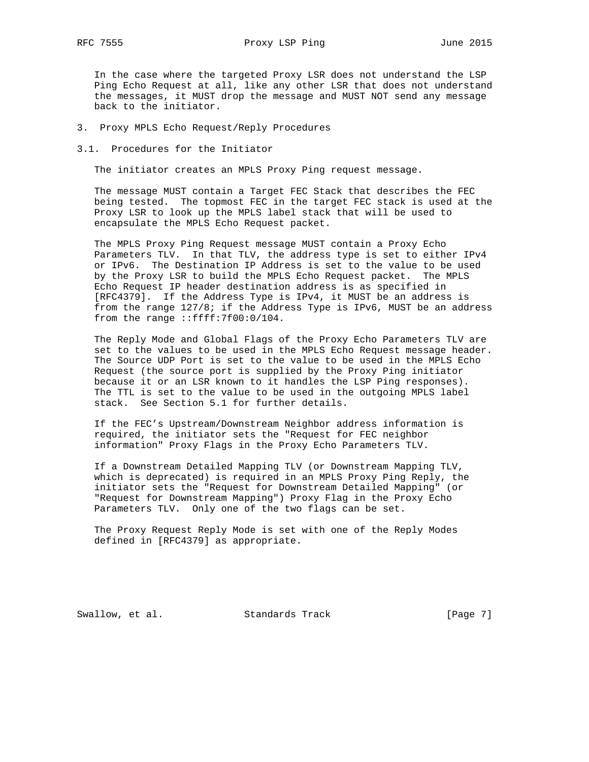In the case where the targeted Proxy LSR does not understand the LSP Ping Echo Request at all, like any other LSR that does not understand the messages, it MUST drop the message and MUST NOT send any message back to the initiator.

## 3. Proxy MPLS Echo Request/Reply Procedures

### 3.1. Procedures for the Initiator

The initiator creates an MPLS Proxy Ping request message.

The message MUST contain a Target FEC Stack that describes the FEC being tested. The topmost FEC in the target FEC stack is used at the Proxy LSR to look up the MPLS label stack that will be used to encapsulate the MPLS Echo Request packet.

The MPLS Proxy Ping Request message MUST contain a Proxy Echo Parameters TLV. In that TLV, the address type is set to either IPv4 or IPv6. The Destination IP Address is set to the value to be used by the Proxy LSR to build the MPLS Echo Request packet. The MPLS Echo Request IP header destination address is as specified in [RFC4379]. If the Address Type is IPv4, it MUST be an address is from the range 127/8; if the Address Type is IPv6, MUST be an address from the range ::ffff:7f00:0/104.

The Reply Mode and Global Flags of the Proxy Echo Parameters TLV are set to the values to be used in the MPLS Echo Request message header. The Source UDP Port is set to the value to be used in the MPLS Echo Request (the source port is supplied by the Proxy Ping initiator because it or an LSR known to it handles the LSP Ping responses). The TTL is set to the value to be used in the outgoing MPLS label stack. See Section 5.1 for further details.

If the FEC's Upstream/Downstream Neighbor address information is required, the initiator sets the "Request for FEC neighbor information" Proxy Flags in the Proxy Echo Parameters TLV.

If a Downstream Detailed Mapping TLV (or Downstream Mapping TLV, which is deprecated) is required in an MPLS Proxy Ping Reply, the initiator sets the "Request for Downstream Detailed Mapping" (or "Request for Downstream Mapping") Proxy Flag in the Proxy Echo Parameters TLV. Only one of the two flags can be set.

The Proxy Request Reply Mode is set with one of the Reply Modes defined in [RFC4379] as appropriate.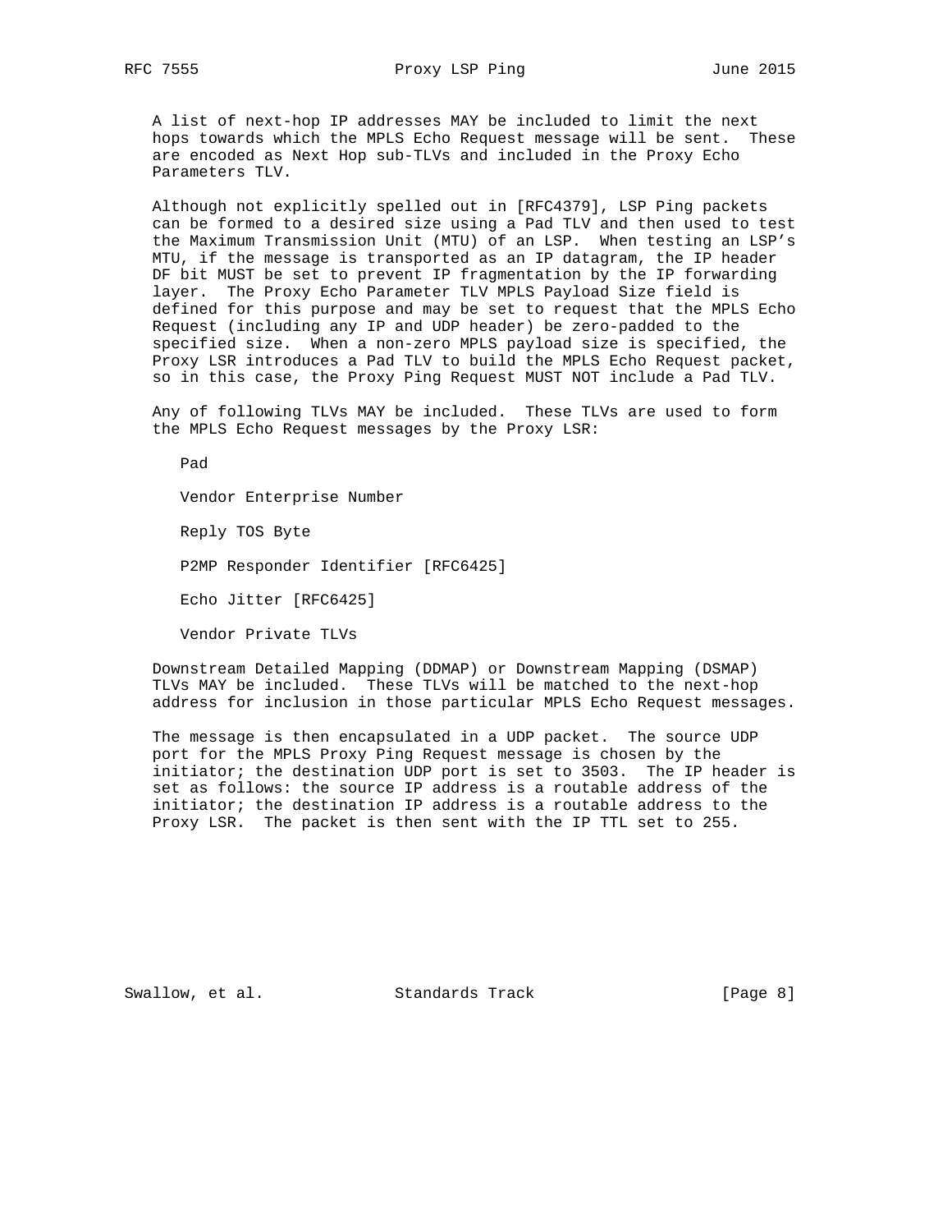A list of next-hop IP addresses MAY be included to limit the next hops towards which the MPLS Echo Request message will be sent. These are encoded as Next Hop sub-TLVs and included in the Proxy Echo Parameters TLV.

Although not explicitly spelled out in [RFC4379], LSP Ping packets can be formed to a desired size using a Pad TLV and then used to test the Maximum Transmission Unit (MTU) of an LSP. When testing an LSP's MTU, if the message is transported as an IP datagram, the IP header DF bit MUST be set to prevent IP fragmentation by the IP forwarding layer. The Proxy Echo Parameter TLV MPLS Payload Size field is defined for this purpose and may be set to request that the MPLS Echo Request (including any IP and UDP header) be zero-padded to the specified size. When a non-zero MPLS payload size is specified, the Proxy LSR introduces a Pad TLV to build the MPLS Echo Request packet, so in this case, the Proxy Ping Request MUST NOT include a Pad TLV.

Any of following TLVs MAY be included. These TLVs are used to form the MPLS Echo Request messages by the Proxy LSR:

- Pad
- Vendor Enterprise Number
- Reply TOS Byte
- P2MP Responder Identifier [RFC6425]
- Echo Jitter [RFC6425]
- Vendor Private TLVs

Downstream Detailed Mapping (DDMAP) or Downstream Mapping (DSMAP) TLVs MAY be included. These TLVs will be matched to the next-hop address for inclusion in those particular MPLS Echo Request messages.

The message is then encapsulated in a UDP packet. The source UDP port for the MPLS Proxy Ping Request message is chosen by the initiator; the destination UDP port is set to 3503. The IP header is set as follows: the source IP address is a routable address of the initiator; the destination IP address is a routable address to the Proxy LSR. The packet is then sent with the IP TTL set to 255.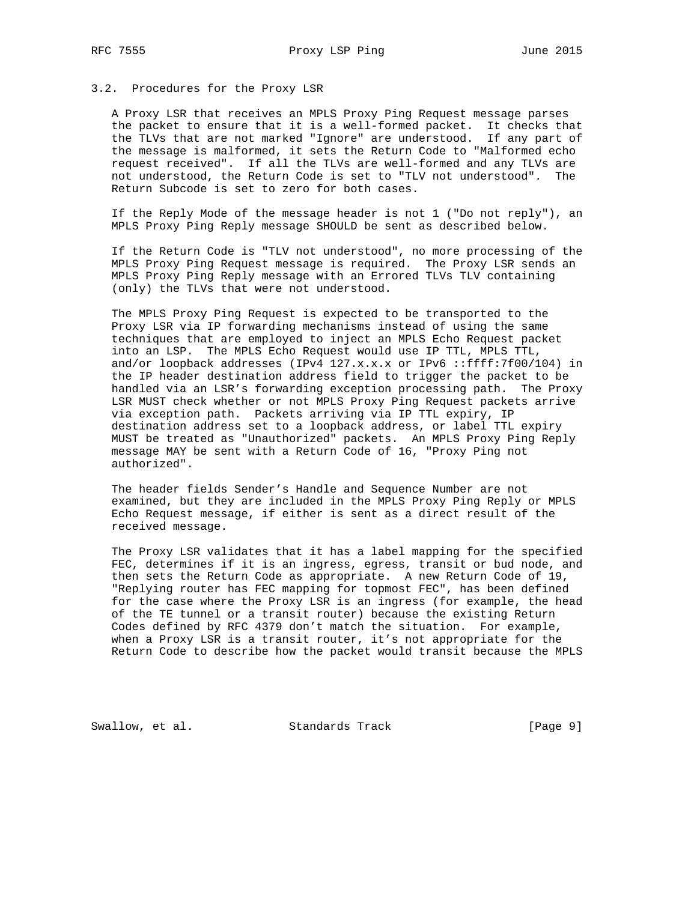### 3.2. Procedures for the Proxy LSR

A Proxy LSR that receives an MPLS Proxy Ping Request message parses the packet to ensure that it is a well-formed packet. It checks that the TLVs that are not marked "Ignore" are understood. If any part of the message is malformed, it sets the Return Code to "Malformed echo request received". If all the TLVs are well-formed and any TLVs are not understood, the Return Code is set to "TLV not understood". The Return Subcode is set to zero for both cases.

If the Reply Mode of the message header is not 1 ("Do not reply"), an MPLS Proxy Ping Reply message SHOULD be sent as described below.

If the Return Code is "TLV not understood", no more processing of the MPLS Proxy Ping Request message is required. The Proxy LSR sends an MPLS Proxy Ping Reply message with an Errored TLVs TLV containing (only) the TLVs that were not understood.

The MPLS Proxy Ping Request is expected to be transported to the Proxy LSR via IP forwarding mechanisms instead of using the same techniques that are employed to inject an MPLS Echo Request packet into an LSP. The MPLS Echo Request would use IP TTL, MPLS TTL, and/or loopback addresses (IPv4 127.x.x.x or IPv6 ::ffff:7f00/104) in the IP header destination address field to trigger the packet to be handled via an LSR's forwarding exception processing path. The Proxy LSR MUST check whether or not MPLS Proxy Ping Request packets arrive via exception path. Packets arriving via IP TTL expiry, IP destination address set to a loopback address, or label TTL expiry MUST be treated as "Unauthorized" packets. An MPLS Proxy Ping Reply message MAY be sent with a Return Code of 16, "Proxy Ping not authorized".

The header fields Sender's Handle and Sequence Number are not examined, but they are included in the MPLS Proxy Ping Reply or MPLS Echo Request message, if either is sent as a direct result of the received message.

The Proxy LSR validates that it has a label mapping for the specified FEC, determines if it is an ingress, egress, transit or bud node, and then sets the Return Code as appropriate. A new Return Code of 19, "Replying router has FEC mapping for topmost FEC", has been defined for the case where the Proxy LSR is an ingress (for example, the head of the TE tunnel or a transit router) because the existing Return Codes defined by RFC 4379 don't match the situation. For example, when a Proxy LSR is a transit router, it's not appropriate for the Return Code to describe how the packet would transit because the MPLS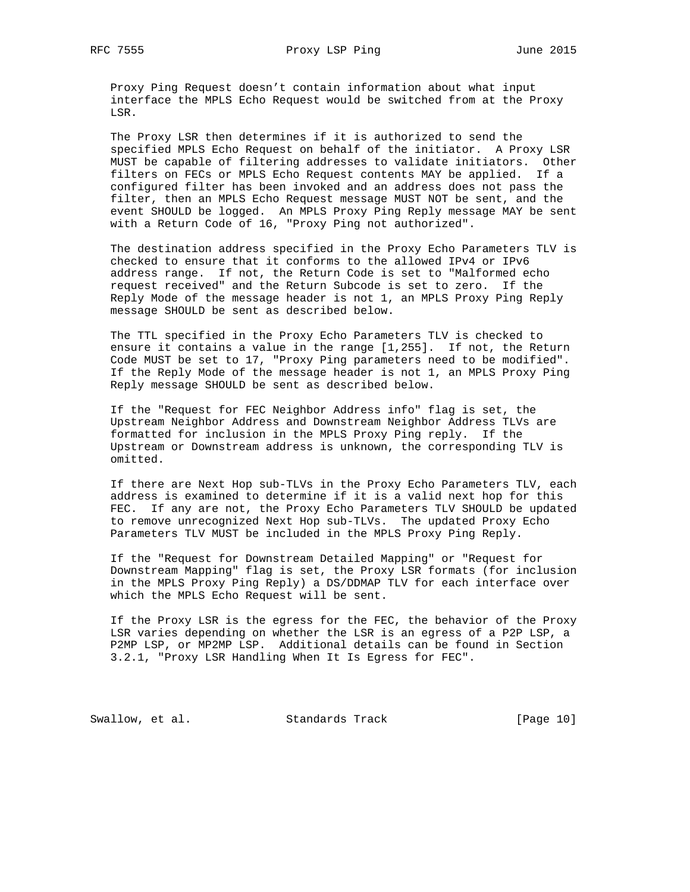Proxy Ping Request doesn't contain information about what input interface the MPLS Echo Request would be switched from at the Proxy LSR.

The Proxy LSR then determines if it is authorized to send the specified MPLS Echo Request on behalf of the initiator. A Proxy LSR MUST be capable of filtering addresses to validate initiators. Other filters on FECs or MPLS Echo Request contents MAY be applied. If a configured filter has been invoked and an address does not pass the filter, then an MPLS Echo Request message MUST NOT be sent, and the event SHOULD be logged. An MPLS Proxy Ping Reply message MAY be sent with a Return Code of 16, "Proxy Ping not authorized".

The destination address specified in the Proxy Echo Parameters TLV is checked to ensure that it conforms to the allowed IPv4 or IPv6 address range. If not, the Return Code is set to "Malformed echo request received" and the Return Subcode is set to zero. If the Reply Mode of the message header is not 1, an MPLS Proxy Ping Reply message SHOULD be sent as described below.

The TTL specified in the Proxy Echo Parameters TLV is checked to ensure it contains a value in the range [1,255]. If not, the Return Code MUST be set to 17, "Proxy Ping parameters need to be modified". If the Reply Mode of the message header is not 1, an MPLS Proxy Ping Reply message SHOULD be sent as described below.

If the "Request for FEC Neighbor Address info" flag is set, the Upstream Neighbor Address and Downstream Neighbor Address TLVs are formatted for inclusion in the MPLS Proxy Ping reply. If the Upstream or Downstream address is unknown, the corresponding TLV is omitted.

If there are Next Hop sub-TLVs in the Proxy Echo Parameters TLV, each address is examined to determine if it is a valid next hop for this FEC. If any are not, the Proxy Echo Parameters TLV SHOULD be updated to remove unrecognized Next Hop sub-TLVs. The updated Proxy Echo Parameters TLV MUST be included in the MPLS Proxy Ping Reply.

If the "Request for Downstream Detailed Mapping" or "Request for Downstream Mapping" flag is set, the Proxy LSR formats (for inclusion in the MPLS Proxy Ping Reply) a DS/DDMAP TLV for each interface over which the MPLS Echo Request will be sent.

If the Proxy LSR is the egress for the FEC, the behavior of the Proxy LSR varies depending on whether the LSR is an egress of a P2P LSP, a P2MP LSP, or MP2MP LSP. Additional details can be found in Section 3.2.1, "Proxy LSR Handling When It Is Egress for FEC".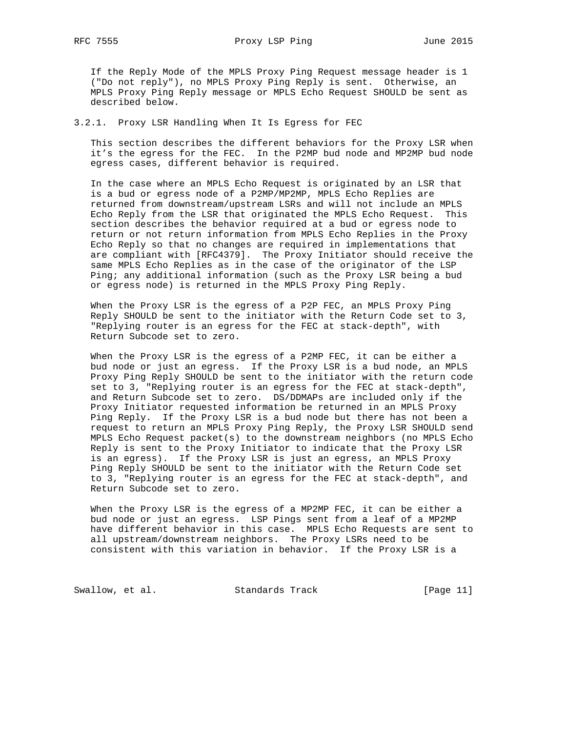If the Reply Mode of the MPLS Proxy Ping Request message header is 1 ("Do not reply"), no MPLS Proxy Ping Reply is sent. Otherwise, an MPLS Proxy Ping Reply message or MPLS Echo Request SHOULD be sent as described below.

### 3.2.1. Proxy LSR Handling When It Is Egress for FEC

This section describes the different behaviors for the Proxy LSR when it's the egress for the FEC. In the P2MP bud node and MP2MP bud node egress cases, different behavior is required.

In the case where an MPLS Echo Request is originated by an LSR that is a bud or egress node of a P2MP/MP2MP, MPLS Echo Replies are returned from downstream/upstream LSRs and will not include an MPLS Echo Reply from the LSR that originated the MPLS Echo Request. This section describes the behavior required at a bud or egress node to return or not return information from MPLS Echo Replies in the Proxy Echo Reply so that no changes are required in implementations that are compliant with [RFC4379]. The Proxy Initiator should receive the same MPLS Echo Replies as in the case of the originator of the LSP Ping; any additional information (such as the Proxy LSR being a bud or egress node) is returned in the MPLS Proxy Ping Reply.

When the Proxy LSR is the egress of a P2P FEC, an MPLS Proxy Ping Reply SHOULD be sent to the initiator with the Return Code set to 3, "Replying router is an egress for the FEC at stack-depth", with Return Subcode set to zero.

When the Proxy LSR is the egress of a P2MP FEC, it can be either a bud node or just an egress. If the Proxy LSR is a bud node, an MPLS Proxy Ping Reply SHOULD be sent to the initiator with the return code set to 3, "Replying router is an egress for the FEC at stack-depth", and Return Subcode set to zero. DS/DDMAPs are included only if the Proxy Initiator requested information be returned in an MPLS Proxy Ping Reply. If the Proxy LSR is a bud node but there has not been a request to return an MPLS Proxy Ping Reply, the Proxy LSR SHOULD send MPLS Echo Request packet(s) to the downstream neighbors (no MPLS Echo Reply is sent to the Proxy Initiator to indicate that the Proxy LSR is an egress). If the Proxy LSR is just an egress, an MPLS Proxy Ping Reply SHOULD be sent to the initiator with the Return Code set to 3, "Replying router is an egress for the FEC at stack-depth", and Return Subcode set to zero.

When the Proxy LSR is the egress of a MP2MP FEC, it can be either a bud node or just an egress. LSP Pings sent from a leaf of a MP2MP have different behavior in this case. MPLS Echo Requests are sent to all upstream/downstream neighbors. The Proxy LSRs need to be consistent with this variation in behavior. If the Proxy LSR is a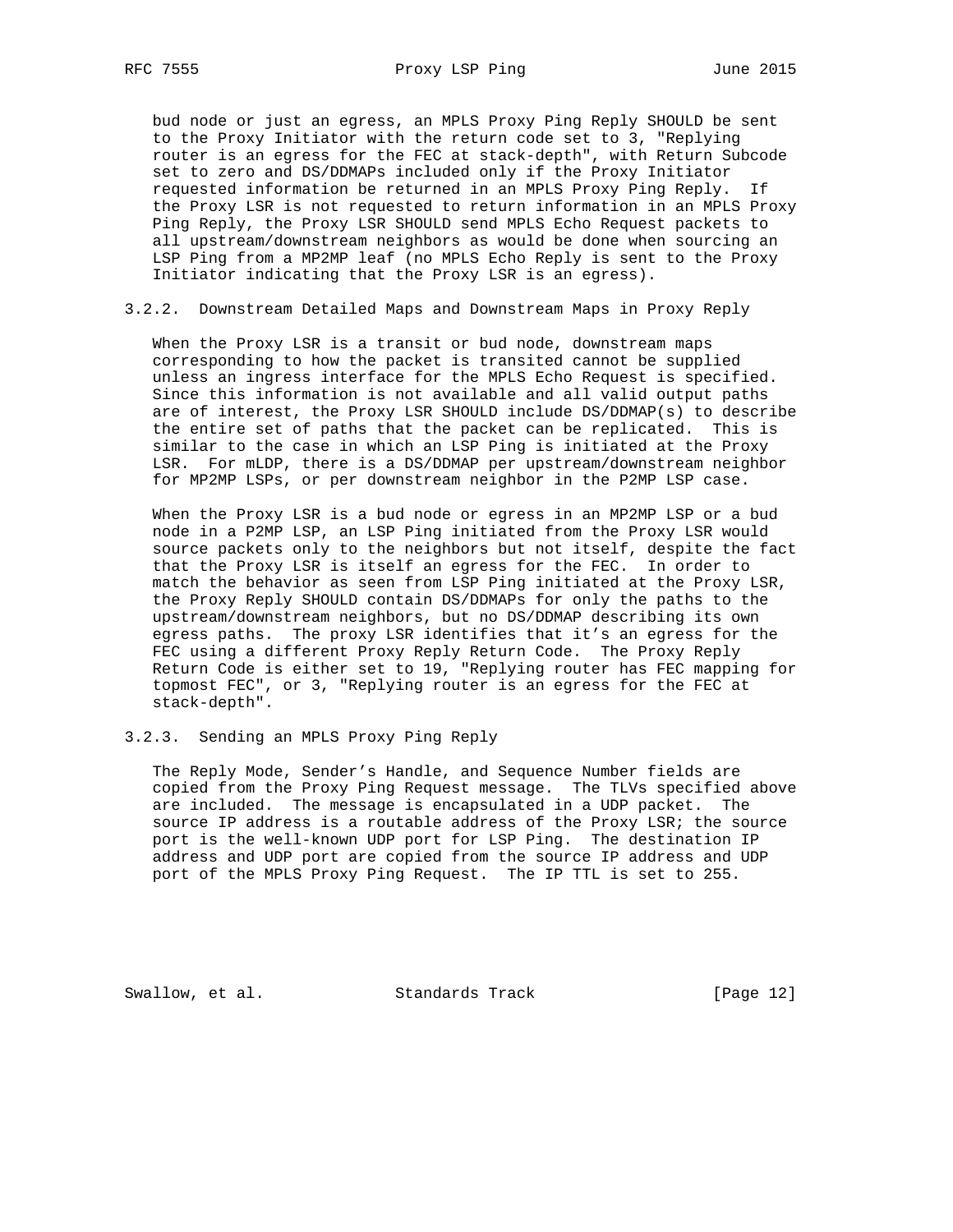bud node or just an egress, an MPLS Proxy Ping Reply SHOULD be sent to the Proxy Initiator with the return code set to 3, "Replying router is an egress for the FEC at stack-depth", with Return Subcode set to zero and DS/DDMAPs included only if the Proxy Initiator requested information be returned in an MPLS Proxy Ping Reply. If the Proxy LSR is not requested to return information in an MPLS Proxy Ping Reply, the Proxy LSR SHOULD send MPLS Echo Request packets to all upstream/downstream neighbors as would be done when sourcing an LSP Ping from a MP2MP leaf (no MPLS Echo Reply is sent to the Proxy Initiator indicating that the Proxy LSR is an egress).

### 3.2.2. Downstream Detailed Maps and Downstream Maps in Proxy Reply

When the Proxy LSR is a transit or bud node, downstream maps corresponding to how the packet is transited cannot be supplied unless an ingress interface for the MPLS Echo Request is specified. Since this information is not available and all valid output paths are of interest, the Proxy LSR SHOULD include DS/DDMAP(s) to describe the entire set of paths that the packet can be replicated. This is similar to the case in which an LSP Ping is initiated at the Proxy LSR. For mLDP, there is a DS/DDMAP per upstream/downstream neighbor for MP2MP LSPs, or per downstream neighbor in the P2MP LSP case.

When the Proxy LSR is a bud node or egress in an MP2MP LSP or a bud node in a P2MP LSP, an LSP Ping initiated from the Proxy LSR would source packets only to the neighbors but not itself, despite the fact that the Proxy LSR is itself an egress for the FEC. In order to match the behavior as seen from LSP Ping initiated at the Proxy LSR, the Proxy Reply SHOULD contain DS/DDMAPs for only the paths to the upstream/downstream neighbors, but no DS/DDMAP describing its own egress paths. The proxy LSR identifies that it's an egress for the FEC using a different Proxy Reply Return Code. The Proxy Reply Return Code is either set to 19, "Replying router has FEC mapping for topmost FEC", or 3, "Replying router is an egress for the FEC at stack-depth".

### 3.2.3. Sending an MPLS Proxy Ping Reply

The Reply Mode, Sender's Handle, and Sequence Number fields are copied from the Proxy Ping Request message. The TLVs specified above are included. The message is encapsulated in a UDP packet. The source IP address is a routable address of the Proxy LSR; the source port is the well-known UDP port for LSP Ping. The destination IP address and UDP port are copied from the source IP address and UDP port of the MPLS Proxy Ping Request. The IP TTL is set to 255.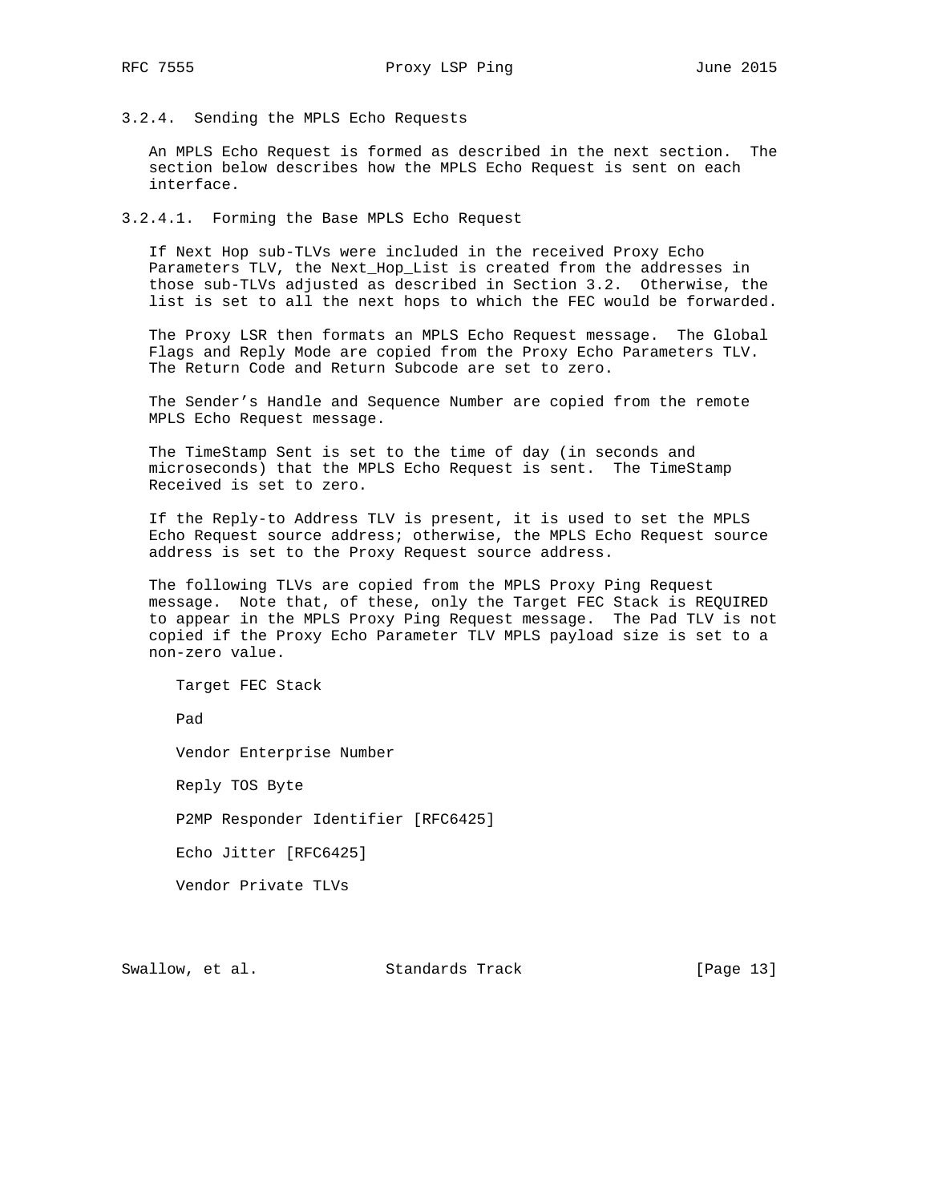#### 3.2.4. Sending the MPLS Echo Requests

An MPLS Echo Request is formed as described in the next section. The section below describes how the MPLS Echo Request is sent on each interface.

##### 3.2.4.1. Forming the Base MPLS Echo Request

If Next Hop sub-TLVs were included in the received Proxy Echo Parameters TLV, the Next_Hop_List is created from the addresses in those sub-TLVs adjusted as described in Section 3.2. Otherwise, the list is set to all the next hops to which the FEC would be forwarded.

The Proxy LSR then formats an MPLS Echo Request message. The Global Flags and Reply Mode are copied from the Proxy Echo Parameters TLV. The Return Code and Return Subcode are set to zero.

The Sender's Handle and Sequence Number are copied from the remote MPLS Echo Request message.

The TimeStamp Sent is set to the time of day (in seconds and microseconds) that the MPLS Echo Request is sent. The TimeStamp Received is set to zero.

If the Reply-to Address TLV is present, it is used to set the MPLS Echo Request source address; otherwise, the MPLS Echo Request source address is set to the Proxy Request source address.

The following TLVs are copied from the MPLS Proxy Ping Request message. Note that, of these, only the Target FEC Stack is REQUIRED to appear in the MPLS Proxy Ping Request message. The Pad TLV is not copied if the Proxy Echo Parameter TLV MPLS payload size is set to a non-zero value.

- Target FEC Stack
- Pad
- Vendor Enterprise Number
- Reply TOS Byte
- P2MP Responder Identifier [RFC6425]
- Echo Jitter [RFC6425]
- Vendor Private TLVs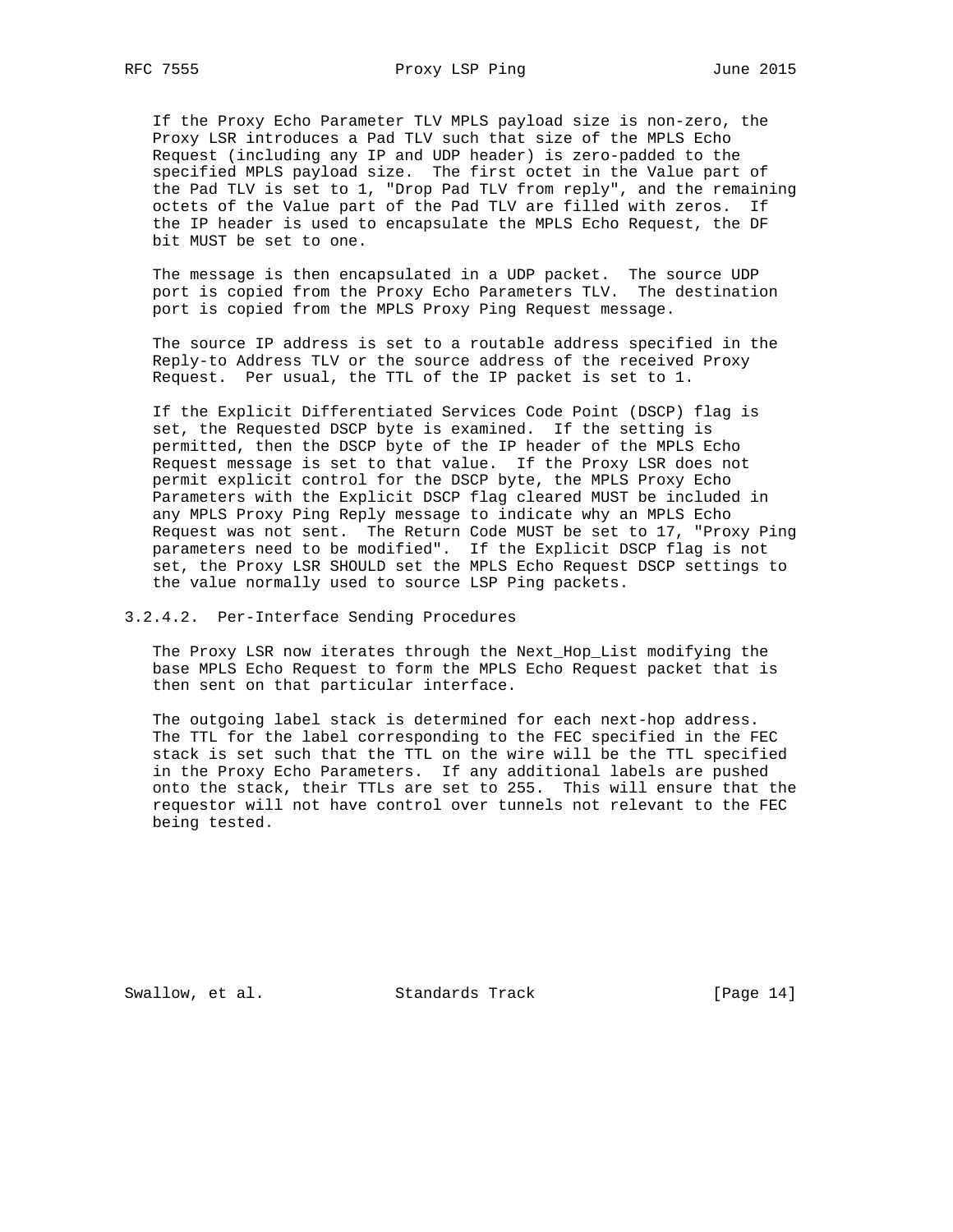If the Proxy Echo Parameter TLV MPLS payload size is non-zero, the Proxy LSR introduces a Pad TLV such that size of the MPLS Echo Request (including any IP and UDP header) is zero-padded to the specified MPLS payload size. The first octet in the Value part of the Pad TLV is set to 1, "Drop Pad TLV from reply", and the remaining octets of the Value part of the Pad TLV are filled with zeros. If the IP header is used to encapsulate the MPLS Echo Request, the DF bit MUST be set to one.

The message is then encapsulated in a UDP packet. The source UDP port is copied from the Proxy Echo Parameters TLV. The destination port is copied from the MPLS Proxy Ping Request message.

The source IP address is set to a routable address specified in the Reply-to Address TLV or the source address of the received Proxy Request. Per usual, the TTL of the IP packet is set to 1.

If the Explicit Differentiated Services Code Point (DSCP) flag is set, the Requested DSCP byte is examined. If the setting is permitted, then the DSCP byte of the IP header of the MPLS Echo Request message is set to that value. If the Proxy LSR does not permit explicit control for the DSCP byte, the MPLS Proxy Echo Parameters with the Explicit DSCP flag cleared MUST be included in any MPLS Proxy Ping Reply message to indicate why an MPLS Echo Request was not sent. The Return Code MUST be set to 17, "Proxy Ping parameters need to be modified". If the Explicit DSCP flag is not set, the Proxy LSR SHOULD set the MPLS Echo Request DSCP settings to the value normally used to source LSP Ping packets.

#### 3.2.4.2. Per-Interface Sending Procedures

The Proxy LSR now iterates through the Next_Hop_List modifying the base MPLS Echo Request to form the MPLS Echo Request packet that is then sent on that particular interface.

The outgoing label stack is determined for each next-hop address. The TTL for the label corresponding to the FEC specified in the FEC stack is set such that the TTL on the wire will be the TTL specified in the Proxy Echo Parameters. If any additional labels are pushed onto the stack, their TTLs are set to 255. This will ensure that the requestor will not have control over tunnels not relevant to the FEC being tested.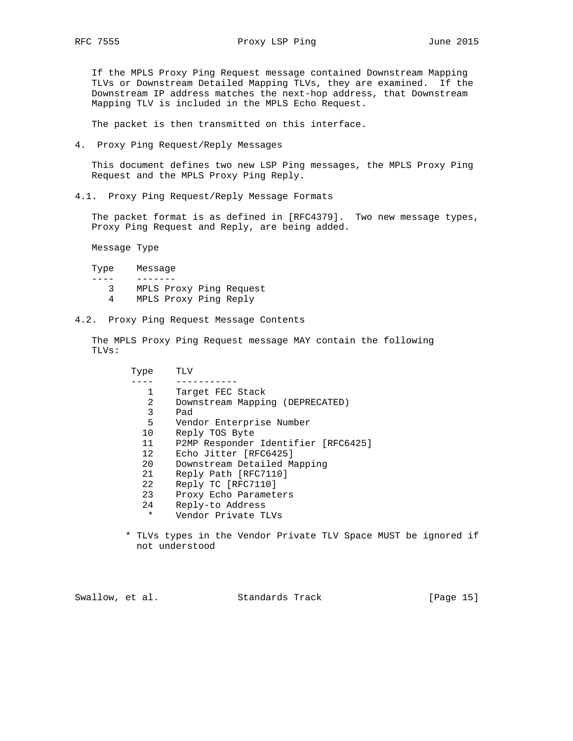If the MPLS Proxy Ping Request message contained Downstream Mapping TLVs or Downstream Detailed Mapping TLVs, they are examined. If the Downstream IP address matches the next-hop address, that Downstream Mapping TLV is included in the MPLS Echo Request.

The packet is then transmitted on this interface.

## 4. Proxy Ping Request/Reply Messages

This document defines two new LSP Ping messages, the MPLS Proxy Ping Request and the MPLS Proxy Ping Reply.

### 4.1. Proxy Ping Request/Reply Message Formats

The packet format is as defined in [RFC4379]. Two new message types, Proxy Ping Request and Reply, are being added.

Message Type

| Type | Message |
|---|---|
| 3 | MPLS Proxy Ping Request |
| 4 | MPLS Proxy Ping Reply |

### 4.2. Proxy Ping Request Message Contents

The MPLS Proxy Ping Request message MAY contain the following TLVs:

| Type | TLV |
|---|---|
| 1 | Target FEC Stack |
| 2 | Downstream Mapping (DEPRECATED) |
| 3 | Pad |
| 5 | Vendor Enterprise Number |
| 10 | Reply TOS Byte |
| 11 | P2MP Responder Identifier [RFC6425] |
| 12 | Echo Jitter [RFC6425] |
| 20 | Downstream Detailed Mapping |
| 21 | Reply Path [RFC7110] |
| 22 | Reply TC [RFC7110] |
| 23 | Proxy Echo Parameters |
| 24 | Reply-to Address |
| * | Vendor Private TLVs |

* TLVs types in the Vendor Private TLV Space MUST be ignored if not understood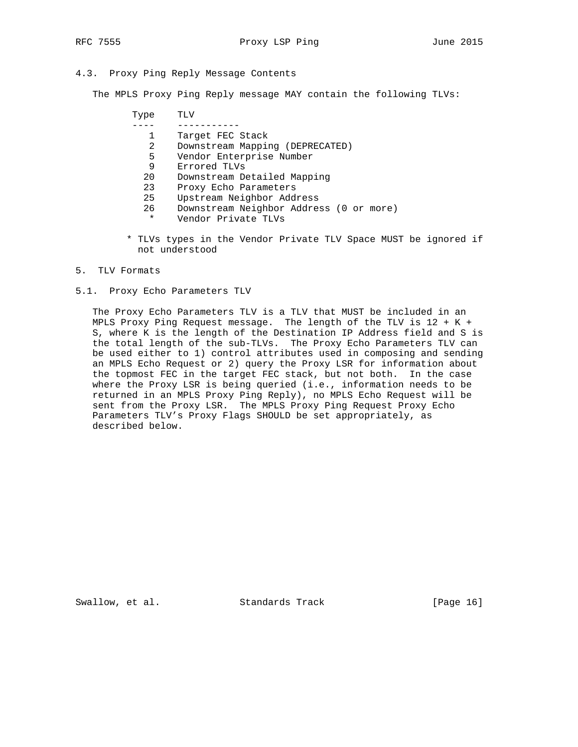### 4.3. Proxy Ping Reply Message Contents

The MPLS Proxy Ping Reply message MAY contain the following TLVs:

| Type | TLV |
| --- | --- |
| 1 | Target FEC Stack |
| 2 | Downstream Mapping (DEPRECATED) |
| 5 | Vendor Enterprise Number |
| 9 | Errored TLVs |
| 20 | Downstream Detailed Mapping |
| 23 | Proxy Echo Parameters |
| 25 | Upstream Neighbor Address |
| 26 | Downstream Neighbor Address (0 or more) |
| * | Vendor Private TLVs |

\* TLVs types in the Vendor Private TLV Space MUST be ignored if not understood

## 5. TLV Formats

### 5.1. Proxy Echo Parameters TLV

The Proxy Echo Parameters TLV is a TLV that MUST be included in an MPLS Proxy Ping Request message. The length of the TLV is 12 + K + S, where K is the length of the Destination IP Address field and S is the total length of the sub-TLVs. The Proxy Echo Parameters TLV can be used either to 1) control attributes used in composing and sending an MPLS Echo Request or 2) query the Proxy LSR for information about the topmost FEC in the target FEC stack, but not both. In the case where the Proxy LSR is being queried (i.e., information needs to be returned in an MPLS Proxy Ping Reply), no MPLS Echo Request will be sent from the Proxy LSR. The MPLS Proxy Ping Request Proxy Echo Parameters TLV's Proxy Flags SHOULD be set appropriately, as described below.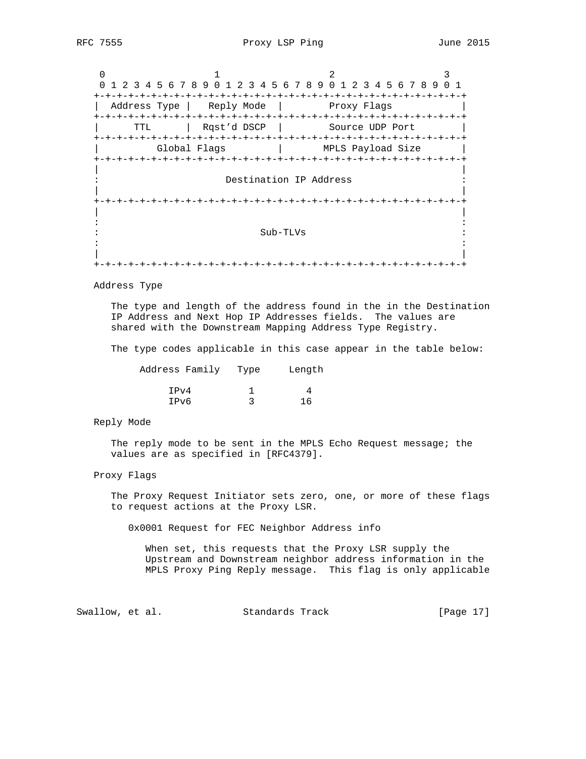```
 0                   1                   2                   3
 0 1 2 3 4 5 6 7 8 9 0 1 2 3 4 5 6 7 8 9 0 1 2 3 4 5 6 7 8 9 0 1
+-+-+-+-+-+-+-+-+-+-+-+-+-+-+-+-+-+-+-+-+-+-+-+-+-+-+-+-+-+-+-+-+
|  Address Type |   Reply Mode  |         Proxy Flags           |
+-+-+-+-+-+-+-+-+-+-+-+-+-+-+-+-+-+-+-+-+-+-+-+-+-+-+-+-+-+-+-+-+
|      TTL      |  Rqst'd DSCP  |        Source UDP Port        |
+-+-+-+-+-+-+-+-+-+-+-+-+-+-+-+-+-+-+-+-+-+-+-+-+-+-+-+-+-+-+-+-+
|          Global Flags         |       MPLS Payload Size       |
+-+-+-+-+-+-+-+-+-+-+-+-+-+-+-+-+-+-+-+-+-+-+-+-+-+-+-+-+-+-+-+-+
|                                                               |
:                     Destination IP Address                    :
|                                                               |
+-+-+-+-+-+-+-+-+-+-+-+-+-+-+-+-+-+-+-+-+-+-+-+-+-+-+-+-+-+-+-+-+
|                                                               |
:                                                               :
:                            Sub-TLVs                           :
:                                                               :
|                                                               |
+-+-+-+-+-+-+-+-+-+-+-+-+-+-+-+-+-+-+-+-+-+-+-+-+-+-+-+-+-+-+-+-+
```

Address Type

The type and length of the address found in the in the Destination IP Address and Next Hop IP Addresses fields. The values are shared with the Downstream Mapping Address Type Registry.

The type codes applicable in this case appear in the table below:

| Address Family | Type | Length |
|---|---|---|
| IPv4 | 1 | 4 |
| IPv6 | 3 | 16 |

Reply Mode

The reply mode to be sent in the MPLS Echo Request message; the values are as specified in [RFC4379].

Proxy Flags

The Proxy Request Initiator sets zero, one, or more of these flags to request actions at the Proxy LSR.

0x0001 Request for FEC Neighbor Address info

When set, this requests that the Proxy LSR supply the Upstream and Downstream neighbor address information in the MPLS Proxy Ping Reply message. This flag is only applicable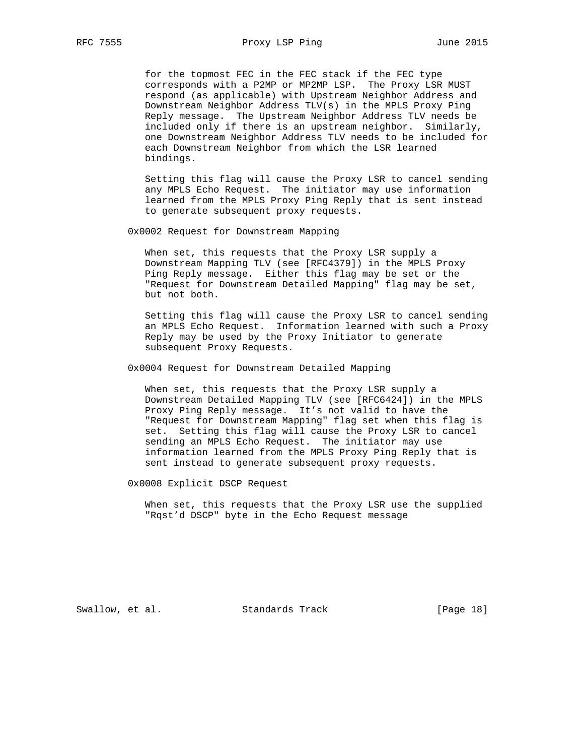for the topmost FEC in the FEC stack if the FEC type corresponds with a P2MP or MP2MP LSP. The Proxy LSR MUST respond (as applicable) with Upstream Neighbor Address and Downstream Neighbor Address TLV(s) in the MPLS Proxy Ping Reply message. The Upstream Neighbor Address TLV needs be included only if there is an upstream neighbor. Similarly, one Downstream Neighbor Address TLV needs to be included for each Downstream Neighbor from which the LSR learned bindings.

Setting this flag will cause the Proxy LSR to cancel sending any MPLS Echo Request. The initiator may use information learned from the MPLS Proxy Ping Reply that is sent instead to generate subsequent proxy requests.

0x0002 Request for Downstream Mapping

When set, this requests that the Proxy LSR supply a Downstream Mapping TLV (see [RFC4379]) in the MPLS Proxy Ping Reply message. Either this flag may be set or the "Request for Downstream Detailed Mapping" flag may be set, but not both.

Setting this flag will cause the Proxy LSR to cancel sending an MPLS Echo Request. Information learned with such a Proxy Reply may be used by the Proxy Initiator to generate subsequent Proxy Requests.

0x0004 Request for Downstream Detailed Mapping

When set, this requests that the Proxy LSR supply a Downstream Detailed Mapping TLV (see [RFC6424]) in the MPLS Proxy Ping Reply message. It's not valid to have the "Request for Downstream Mapping" flag set when this flag is set. Setting this flag will cause the Proxy LSR to cancel sending an MPLS Echo Request. The initiator may use information learned from the MPLS Proxy Ping Reply that is sent instead to generate subsequent proxy requests.

0x0008 Explicit DSCP Request

When set, this requests that the Proxy LSR use the supplied "Rqst'd DSCP" byte in the Echo Request message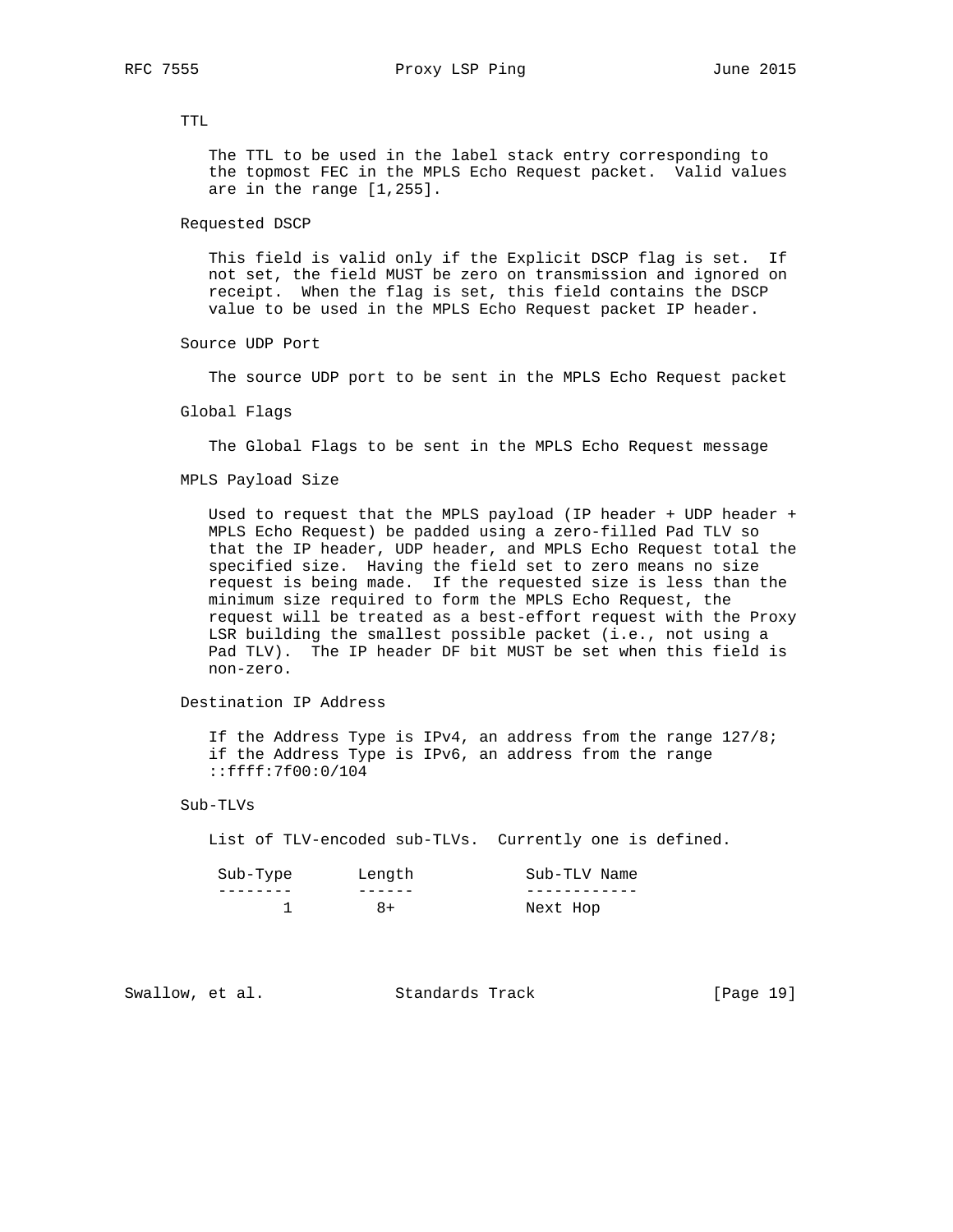TTL

The TTL to be used in the label stack entry corresponding to the topmost FEC in the MPLS Echo Request packet. Valid values are in the range [1,255].

Requested DSCP

This field is valid only if the Explicit DSCP flag is set. If not set, the field MUST be zero on transmission and ignored on receipt. When the flag is set, this field contains the DSCP value to be used in the MPLS Echo Request packet IP header.

Source UDP Port

The source UDP port to be sent in the MPLS Echo Request packet

Global Flags

The Global Flags to be sent in the MPLS Echo Request message

MPLS Payload Size

Used to request that the MPLS payload (IP header + UDP header + MPLS Echo Request) be padded using a zero-filled Pad TLV so that the IP header, UDP header, and MPLS Echo Request total the specified size. Having the field set to zero means no size request is being made. If the requested size is less than the minimum size required to form the MPLS Echo Request, the request will be treated as a best-effort request with the Proxy LSR building the smallest possible packet (i.e., not using a Pad TLV). The IP header DF bit MUST be set when this field is non-zero.

Destination IP Address

If the Address Type is IPv4, an address from the range 127/8; if the Address Type is IPv6, an address from the range ::ffff:7f00:0/104

Sub-TLVs

List of TLV-encoded sub-TLVs. Currently one is defined.

| Sub-Type | Length | Sub-TLV Name |
|---|---|---|
| 1 | 8+ | Next Hop |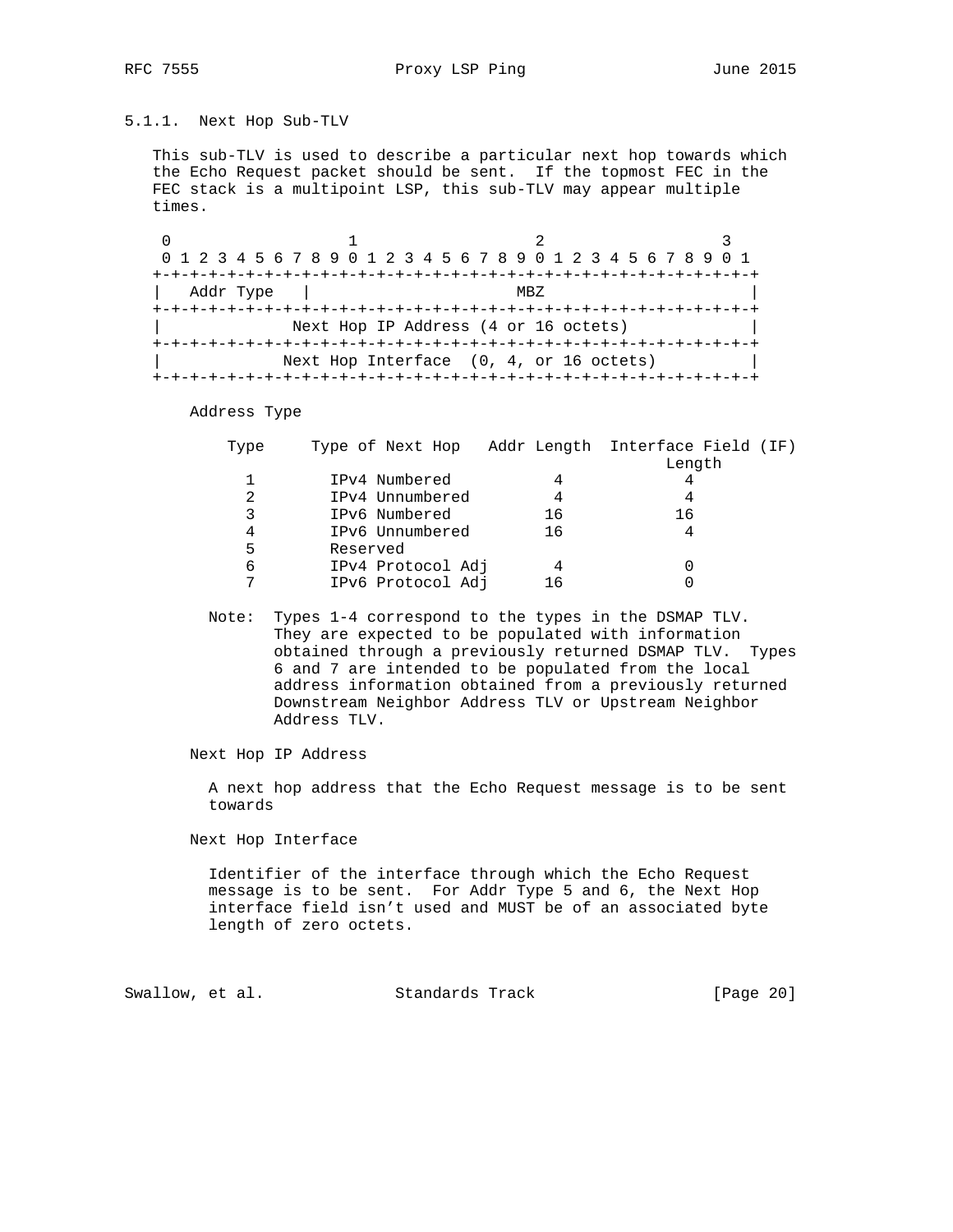### 5.1.1. Next Hop Sub-TLV

This sub-TLV is used to describe a particular next hop towards which the Echo Request packet should be sent. If the topmost FEC in the FEC stack is a multipoint LSP, this sub-TLV may appear multiple times.

```
 0                   1                   2                   3
 0 1 2 3 4 5 6 7 8 9 0 1 2 3 4 5 6 7 8 9 0 1 2 3 4 5 6 7 8 9 0 1
+-+-+-+-+-+-+-+-+-+-+-+-+-+-+-+-+-+-+-+-+-+-+-+-+-+-+-+-+-+-+-+-+
|   Addr Type   |                      MBZ                      |
+-+-+-+-+-+-+-+-+-+-+-+-+-+-+-+-+-+-+-+-+-+-+-+-+-+-+-+-+-+-+-+-+
|             Next Hop IP Address (4 or 16 octets)              |
+-+-+-+-+-+-+-+-+-+-+-+-+-+-+-+-+-+-+-+-+-+-+-+-+-+-+-+-+-+-+-+-+
|            Next Hop Interface  (0, 4, or 16 octets)           |
+-+-+-+-+-+-+-+-+-+-+-+-+-+-+-+-+-+-+-+-+-+-+-+-+-+-+-+-+-+-+-+-+
```

Address Type

| Type | Type of Next Hop | Addr Length | Interface Field (IF) Length |
|---|---|---|---|
| 1 | IPv4 Numbered | 4 | 4 |
| 2 | IPv4 Unnumbered | 4 | 4 |
| 3 | IPv6 Numbered | 16 | 16 |
| 4 | IPv6 Unnumbered | 16 | 4 |
| 5 | Reserved | | |
| 6 | IPv4 Protocol Adj | 4 | 0 |
| 7 | IPv6 Protocol Adj | 16 | 0 |

Note: Types 1-4 correspond to the types in the DSMAP TLV. They are expected to be populated with information obtained through a previously returned DSMAP TLV. Types 6 and 7 are intended to be populated from the local address information obtained from a previously returned Downstream Neighbor Address TLV or Upstream Neighbor Address TLV.

Next Hop IP Address

A next hop address that the Echo Request message is to be sent towards

Next Hop Interface

Identifier of the interface through which the Echo Request message is to be sent. For Addr Type 5 and 6, the Next Hop interface field isn't used and MUST be of an associated byte length of zero octets.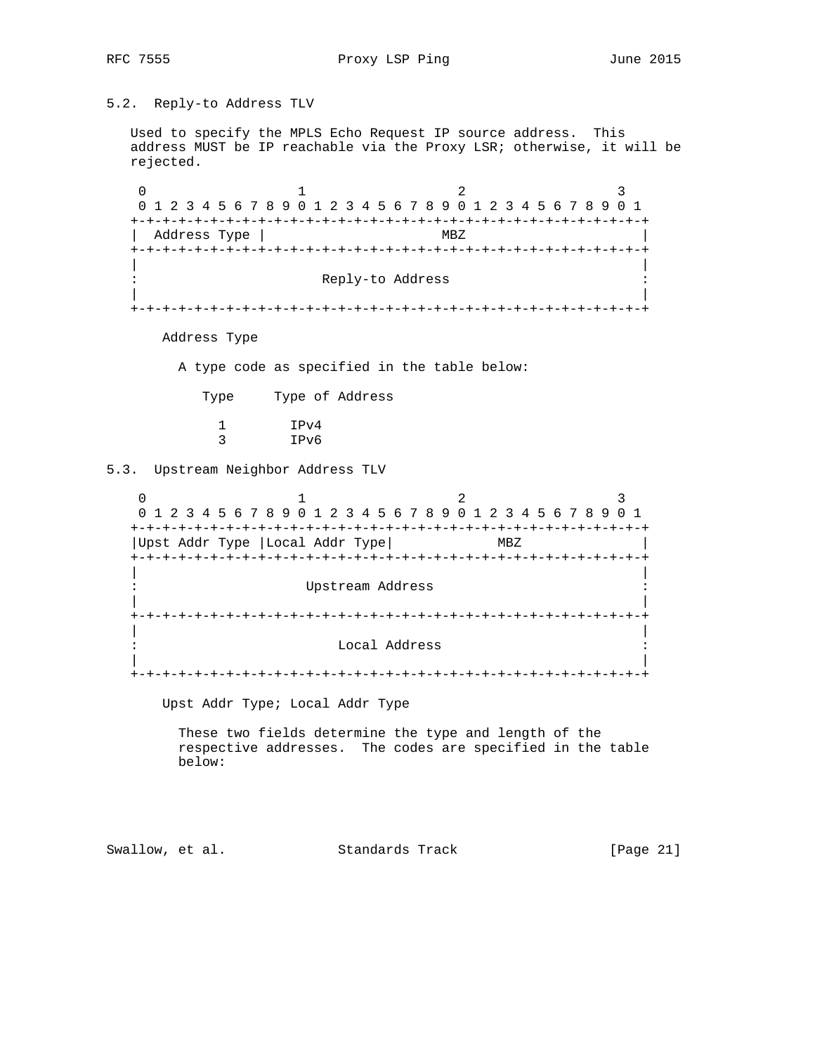## 5.2. Reply-to Address TLV

Used to specify the MPLS Echo Request IP source address. This address MUST be IP reachable via the Proxy LSR; otherwise, it will be rejected.

```
 0                   1                   2                   3
 0 1 2 3 4 5 6 7 8 9 0 1 2 3 4 5 6 7 8 9 0 1 2 3 4 5 6 7 8 9 0 1
+-+-+-+-+-+-+-+-+-+-+-+-+-+-+-+-+-+-+-+-+-+-+-+-+-+-+-+-+-+-+-+-+
|  Address Type |                       MBZ                     |
+-+-+-+-+-+-+-+-+-+-+-+-+-+-+-+-+-+-+-+-+-+-+-+-+-+-+-+-+-+-+-+-+
|                                                               |
:                       Reply-to Address                        :
|                                                               |
+-+-+-+-+-+-+-+-+-+-+-+-+-+-+-+-+-+-+-+-+-+-+-+-+-+-+-+-+-+-+-+-+
```

Address Type

A type code as specified in the table below:

| Type | Type of Address |
|---|---|
| 1 | IPv4 |
| 3 | IPv6 |

## 5.3. Upstream Neighbor Address TLV

```
 0                   1                   2                   3
 0 1 2 3 4 5 6 7 8 9 0 1 2 3 4 5 6 7 8 9 0 1 2 3 4 5 6 7 8 9 0 1
+-+-+-+-+-+-+-+-+-+-+-+-+-+-+-+-+-+-+-+-+-+-+-+-+-+-+-+-+-+-+-+-+
|Upst Addr Type |Local Addr Type|             MBZ               |
+-+-+-+-+-+-+-+-+-+-+-+-+-+-+-+-+-+-+-+-+-+-+-+-+-+-+-+-+-+-+-+-+
|                                                               |
:                     Upstream Address                          :
|                                                               |
+-+-+-+-+-+-+-+-+-+-+-+-+-+-+-+-+-+-+-+-+-+-+-+-+-+-+-+-+-+-+-+-+
|                                                               |
:                         Local Address                         :
|                                                               |
+-+-+-+-+-+-+-+-+-+-+-+-+-+-+-+-+-+-+-+-+-+-+-+-+-+-+-+-+-+-+-+-+
```

Upst Addr Type; Local Addr Type

These two fields determine the type and length of the respective addresses. The codes are specified in the table below: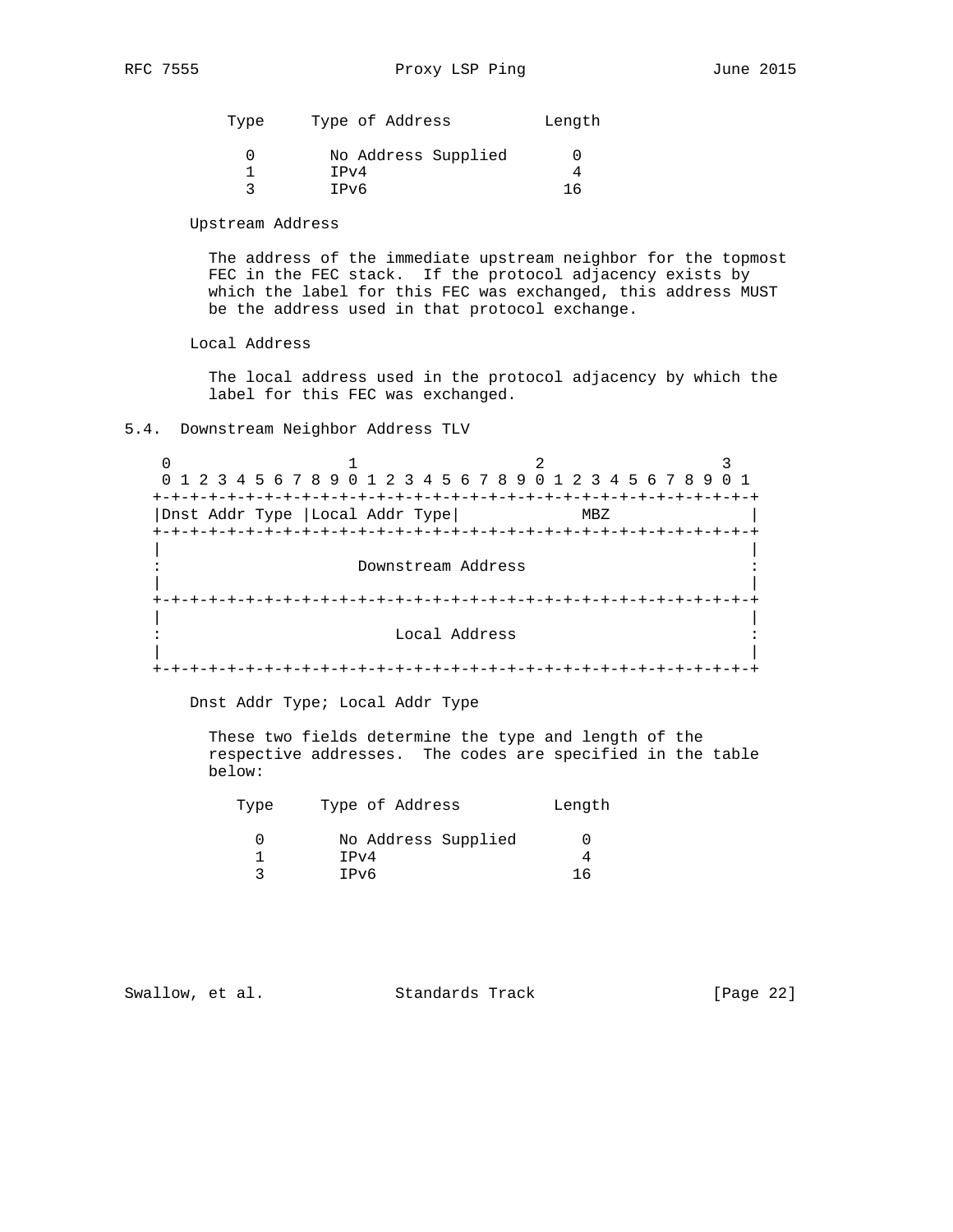| Type | Type of Address | Length |
|---|---|---|
| 0 | No Address Supplied | 0 |
| 1 | IPv4 | 4 |
| 3 | IPv6 | 16 |

Upstream Address

The address of the immediate upstream neighbor for the topmost FEC in the FEC stack. If the protocol adjacency exists by which the label for this FEC was exchanged, this address MUST be the address used in that protocol exchange.

Local Address

The local address used in the protocol adjacency by which the label for this FEC was exchanged.

### 5.4. Downstream Neighbor Address TLV

```
 0                   1                   2                   3
 0 1 2 3 4 5 6 7 8 9 0 1 2 3 4 5 6 7 8 9 0 1 2 3 4 5 6 7 8 9 0 1
+-+-+-+-+-+-+-+-+-+-+-+-+-+-+-+-+-+-+-+-+-+-+-+-+-+-+-+-+-+-+-+-+
|Dnst Addr Type |Local Addr Type|            MBZ                |
+-+-+-+-+-+-+-+-+-+-+-+-+-+-+-+-+-+-+-+-+-+-+-+-+-+-+-+-+-+-+-+-+
|                                                               |
:                     Downstream Address                        :
|                                                               |
+-+-+-+-+-+-+-+-+-+-+-+-+-+-+-+-+-+-+-+-+-+-+-+-+-+-+-+-+-+-+-+-+
|                                                               |
:                         Local Address                         :
|                                                               |
+-+-+-+-+-+-+-+-+-+-+-+-+-+-+-+-+-+-+-+-+-+-+-+-+-+-+-+-+-+-+-+-+
```

Dnst Addr Type; Local Addr Type

These two fields determine the type and length of the respective addresses. The codes are specified in the table below:

| Type | Type of Address | Length |
|---|---|---|
| 0 | No Address Supplied | 0 |
| 1 | IPv4 | 4 |
| 3 | IPv6 | 16 |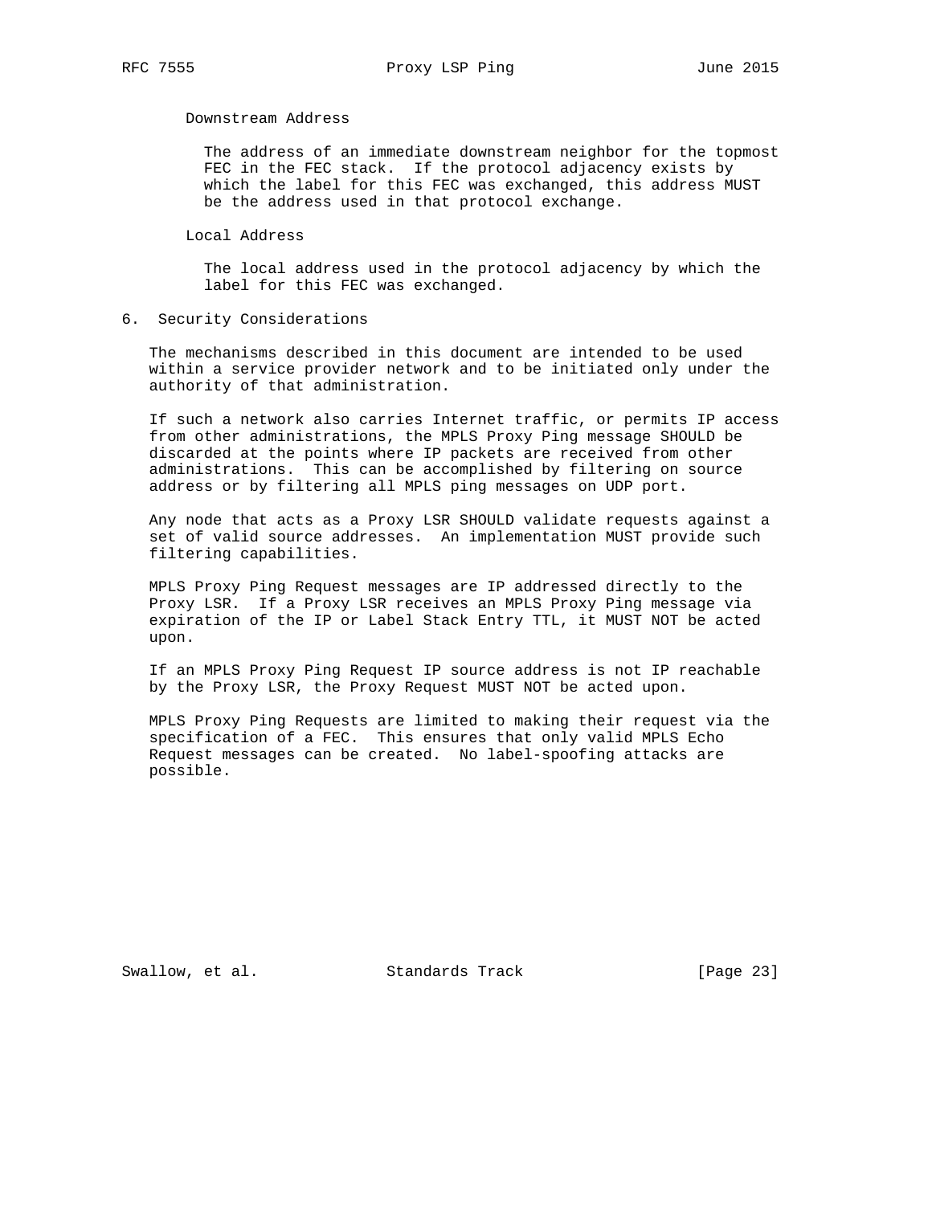Downstream Address

The address of an immediate downstream neighbor for the topmost FEC in the FEC stack. If the protocol adjacency exists by which the label for this FEC was exchanged, this address MUST be the address used in that protocol exchange.

Local Address

The local address used in the protocol adjacency by which the label for this FEC was exchanged.

## 6. Security Considerations

The mechanisms described in this document are intended to be used within a service provider network and to be initiated only under the authority of that administration.

If such a network also carries Internet traffic, or permits IP access from other administrations, the MPLS Proxy Ping message SHOULD be discarded at the points where IP packets are received from other administrations. This can be accomplished by filtering on source address or by filtering all MPLS ping messages on UDP port.

Any node that acts as a Proxy LSR SHOULD validate requests against a set of valid source addresses. An implementation MUST provide such filtering capabilities.

MPLS Proxy Ping Request messages are IP addressed directly to the Proxy LSR. If a Proxy LSR receives an MPLS Proxy Ping message via expiration of the IP or Label Stack Entry TTL, it MUST NOT be acted upon.

If an MPLS Proxy Ping Request IP source address is not IP reachable by the Proxy LSR, the Proxy Request MUST NOT be acted upon.

MPLS Proxy Ping Requests are limited to making their request via the specification of a FEC. This ensures that only valid MPLS Echo Request messages can be created. No label-spoofing attacks are possible.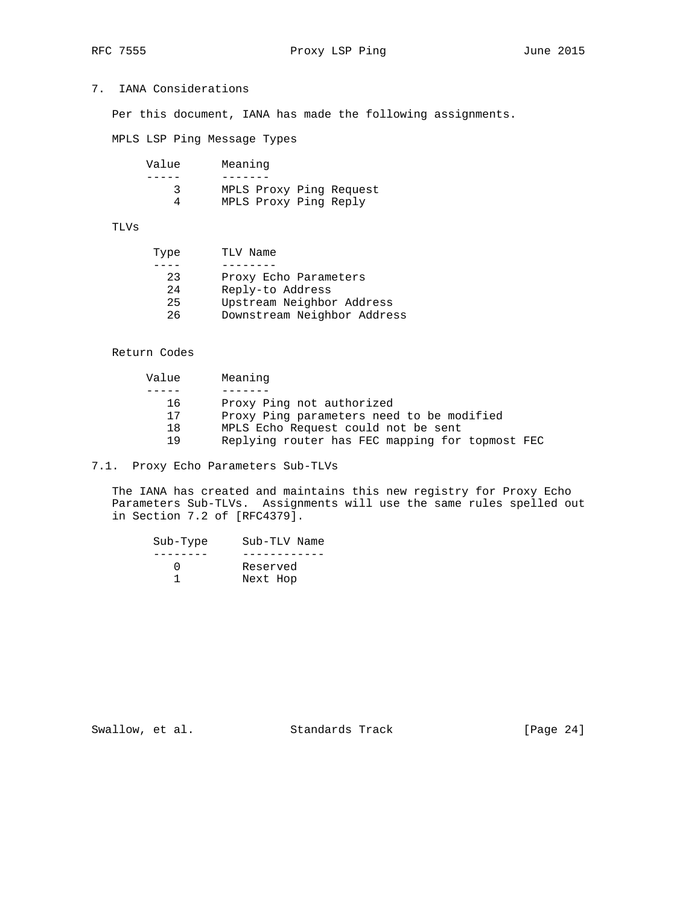## 7. IANA Considerations

Per this document, IANA has made the following assignments.

MPLS LSP Ping Message Types

| Value | Meaning |
|---|---|
| 3 | MPLS Proxy Ping Request |
| 4 | MPLS Proxy Ping Reply |

TLVs

| Type | TLV Name |
|---|---|
| 23 | Proxy Echo Parameters |
| 24 | Reply-to Address |
| 25 | Upstream Neighbor Address |
| 26 | Downstream Neighbor Address |

Return Codes

| Value | Meaning |
|---|---|
| 16 | Proxy Ping not authorized |
| 17 | Proxy Ping parameters need to be modified |
| 18 | MPLS Echo Request could not be sent |
| 19 | Replying router has FEC mapping for topmost FEC |

### 7.1. Proxy Echo Parameters Sub-TLVs

The IANA has created and maintains this new registry for Proxy Echo Parameters Sub-TLVs. Assignments will use the same rules spelled out in Section 7.2 of [RFC4379].

| Sub-Type | Sub-TLV Name |
|---|---|
| 0 | Reserved |
| 1 | Next Hop |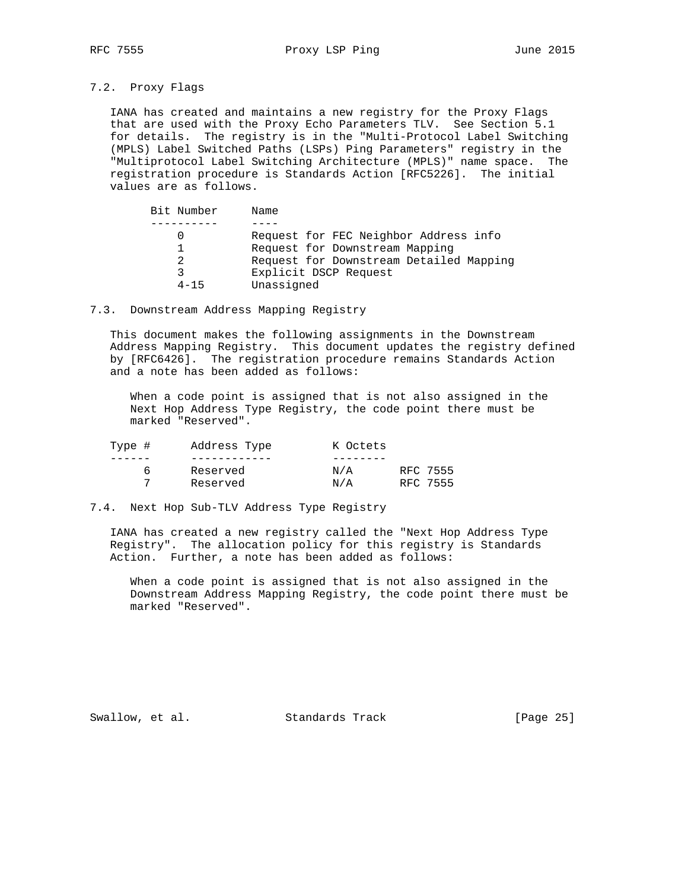### 7.2. Proxy Flags

IANA has created and maintains a new registry for the Proxy Flags that are used with the Proxy Echo Parameters TLV. See Section 5.1 for details. The registry is in the "Multi-Protocol Label Switching (MPLS) Label Switched Paths (LSPs) Ping Parameters" registry in the "Multiprotocol Label Switching Architecture (MPLS)" name space. The registration procedure is Standards Action [RFC5226]. The initial values are as follows.

| Bit Number | Name |
|---|---|
| 0 | Request for FEC Neighbor Address info |
| 1 | Request for Downstream Mapping |
| 2 | Request for Downstream Detailed Mapping |
| 3 | Explicit DSCP Request |
| 4-15 | Unassigned |

### 7.3. Downstream Address Mapping Registry

This document makes the following assignments in the Downstream Address Mapping Registry. This document updates the registry defined by [RFC6426]. The registration procedure remains Standards Action and a note has been added as follows:

> When a code point is assigned that is not also assigned in the Next Hop Address Type Registry, the code point there must be marked "Reserved".

| Type # | Address Type | K Octets | |
|---|---|---|---|
| 6 | Reserved | N/A | RFC 7555 |
| 7 | Reserved | N/A | RFC 7555 |

### 7.4. Next Hop Sub-TLV Address Type Registry

IANA has created a new registry called the "Next Hop Address Type Registry". The allocation policy for this registry is Standards Action. Further, a note has been added as follows:

> When a code point is assigned that is not also assigned in the Downstream Address Mapping Registry, the code point there must be marked "Reserved".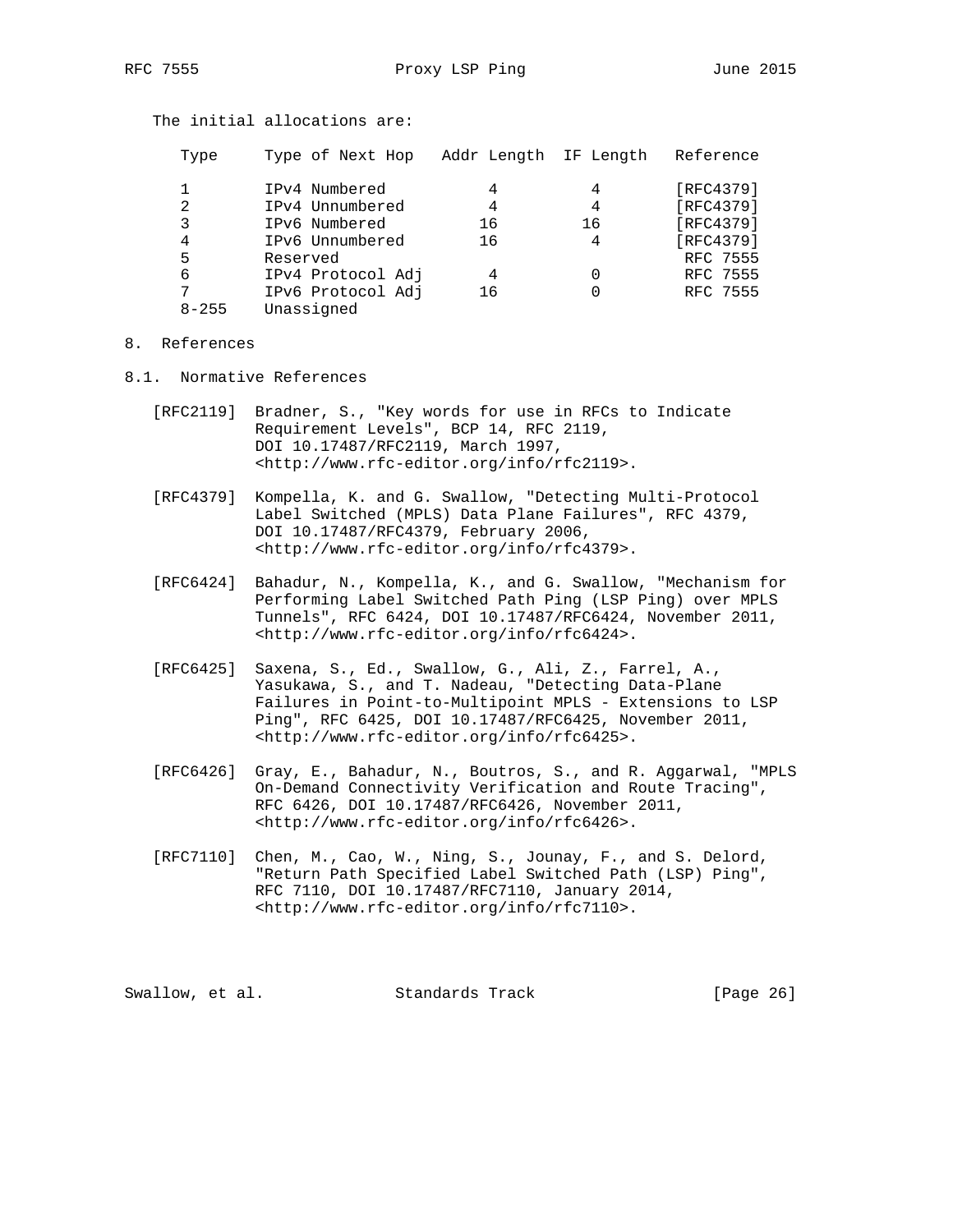The initial allocations are:

| Type | Type of Next Hop | Addr Length | IF Length | Reference |
|---|---|---|---|---|
| 1 | IPv4 Numbered | 4 | 4 | [RFC4379] |
| 2 | IPv4 Unnumbered | 4 | 4 | [RFC4379] |
| 3 | IPv6 Numbered | 16 | 16 | [RFC4379] |
| 4 | IPv6 Unnumbered | 16 | 4 | [RFC4379] |
| 5 | Reserved | | | RFC 7555 |
| 6 | IPv4 Protocol Adj | 4 | 0 | RFC 7555 |
| 7 | IPv6 Protocol Adj | 16 | 0 | RFC 7555 |
| 8-255 | Unassigned | | | |

## 8. References

### 8.1. Normative References

[RFC2119] Bradner, S., "Key words for use in RFCs to Indicate Requirement Levels", BCP 14, RFC 2119, DOI 10.17487/RFC2119, March 1997, <http://www.rfc-editor.org/info/rfc2119>.

[RFC4379] Kompella, K. and G. Swallow, "Detecting Multi-Protocol Label Switched (MPLS) Data Plane Failures", RFC 4379, DOI 10.17487/RFC4379, February 2006, <http://www.rfc-editor.org/info/rfc4379>.

[RFC6424] Bahadur, N., Kompella, K., and G. Swallow, "Mechanism for Performing Label Switched Path Ping (LSP Ping) over MPLS Tunnels", RFC 6424, DOI 10.17487/RFC6424, November 2011, <http://www.rfc-editor.org/info/rfc6424>.

[RFC6425] Saxena, S., Ed., Swallow, G., Ali, Z., Farrel, A., Yasukawa, S., and T. Nadeau, "Detecting Data-Plane Failures in Point-to-Multipoint MPLS - Extensions to LSP Ping", RFC 6425, DOI 10.17487/RFC6425, November 2011, <http://www.rfc-editor.org/info/rfc6425>.

[RFC6426] Gray, E., Bahadur, N., Boutros, S., and R. Aggarwal, "MPLS On-Demand Connectivity Verification and Route Tracing", RFC 6426, DOI 10.17487/RFC6426, November 2011, <http://www.rfc-editor.org/info/rfc6426>.

[RFC7110] Chen, M., Cao, W., Ning, S., Jounay, F., and S. Delord, "Return Path Specified Label Switched Path (LSP) Ping", RFC 7110, DOI 10.17487/RFC7110, January 2014, <http://www.rfc-editor.org/info/rfc7110>.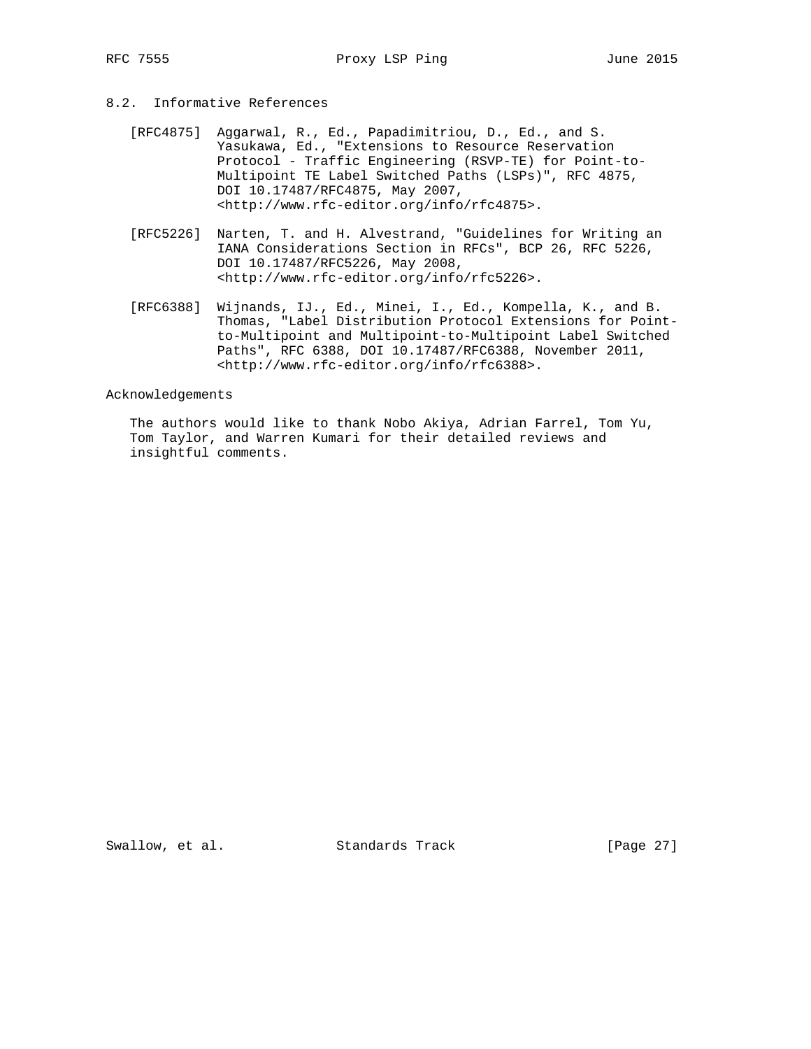### 8.2. Informative References

[RFC4875] Aggarwal, R., Ed., Papadimitriou, D., Ed., and S. Yasukawa, Ed., "Extensions to Resource Reservation Protocol - Traffic Engineering (RSVP-TE) for Point-to-Multipoint TE Label Switched Paths (LSPs)", RFC 4875, DOI 10.17487/RFC4875, May 2007, <http://www.rfc-editor.org/info/rfc4875>.

[RFC5226] Narten, T. and H. Alvestrand, "Guidelines for Writing an IANA Considerations Section in RFCs", BCP 26, RFC 5226, DOI 10.17487/RFC5226, May 2008, <http://www.rfc-editor.org/info/rfc5226>.

[RFC6388] Wijnands, IJ., Ed., Minei, I., Ed., Kompella, K., and B. Thomas, "Label Distribution Protocol Extensions for Point-to-Multipoint and Multipoint-to-Multipoint Label Switched Paths", RFC 6388, DOI 10.17487/RFC6388, November 2011, <http://www.rfc-editor.org/info/rfc6388>.

## Acknowledgements

The authors would like to thank Nobo Akiya, Adrian Farrel, Tom Yu, Tom Taylor, and Warren Kumari for their detailed reviews and insightful comments.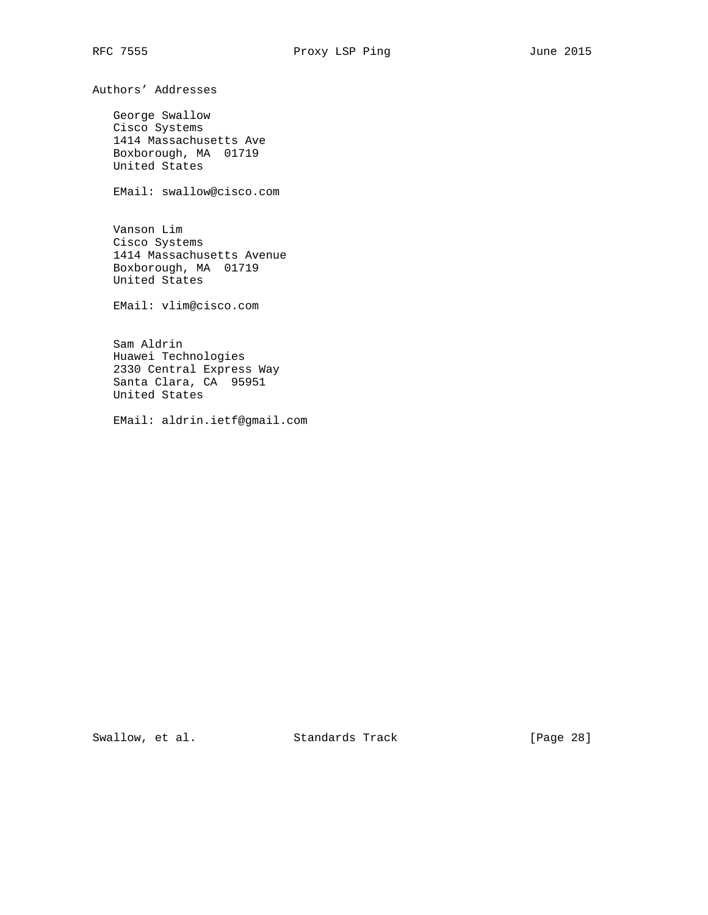## Authors' Addresses

George Swallow
Cisco Systems
1414 Massachusetts Ave
Boxborough, MA  01719
United States

EMail: swallow@cisco.com

Vanson Lim
Cisco Systems
1414 Massachusetts Avenue
Boxborough, MA  01719
United States

EMail: vlim@cisco.com

Sam Aldrin
Huawei Technologies
2330 Central Express Way
Santa Clara, CA  95951
United States

EMail: aldrin.ietf@gmail.com